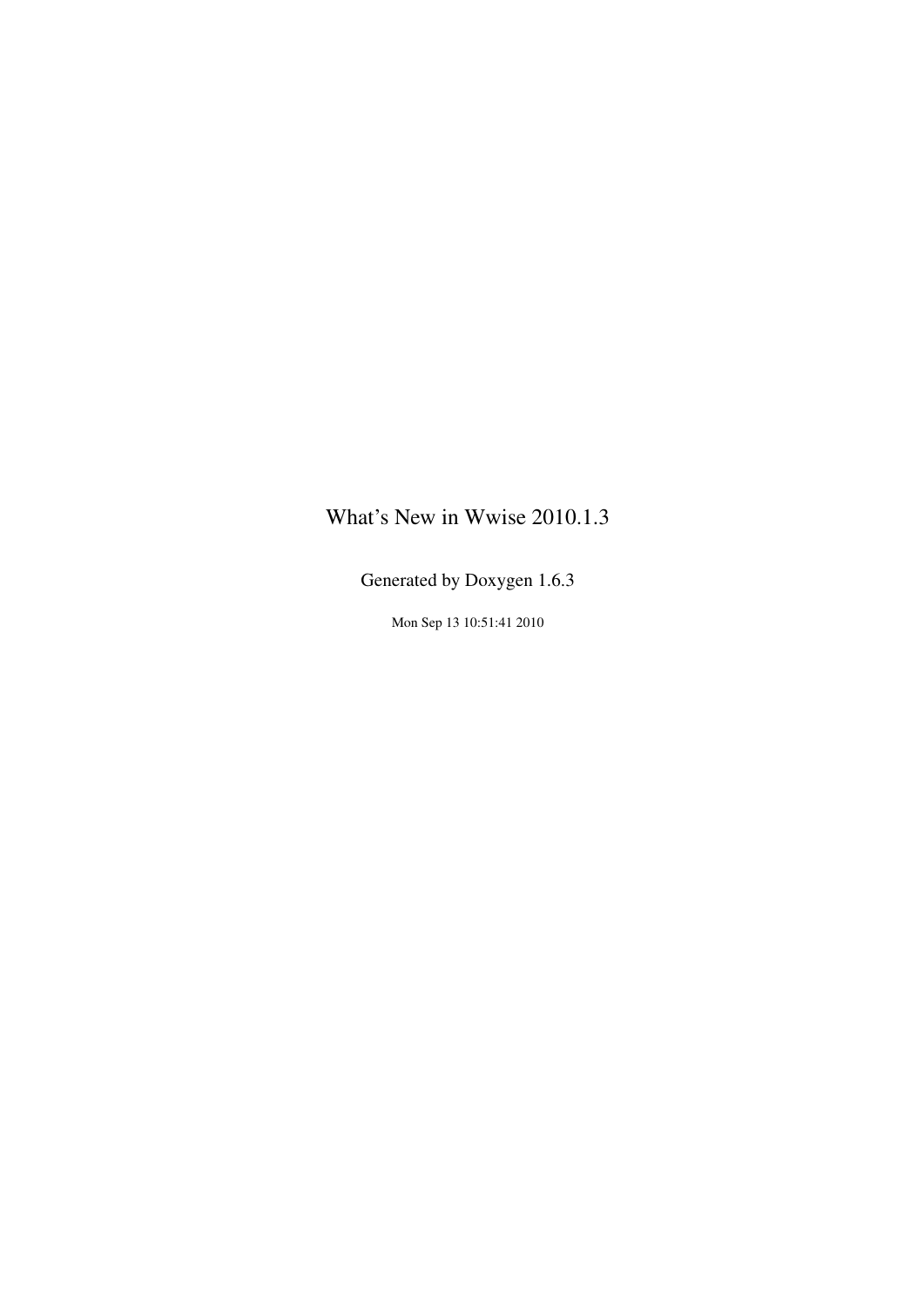# What's New in Wwise 2010.1.3

Generated by Doxygen 1.6.3

Mon Sep 13 10:51:41 2010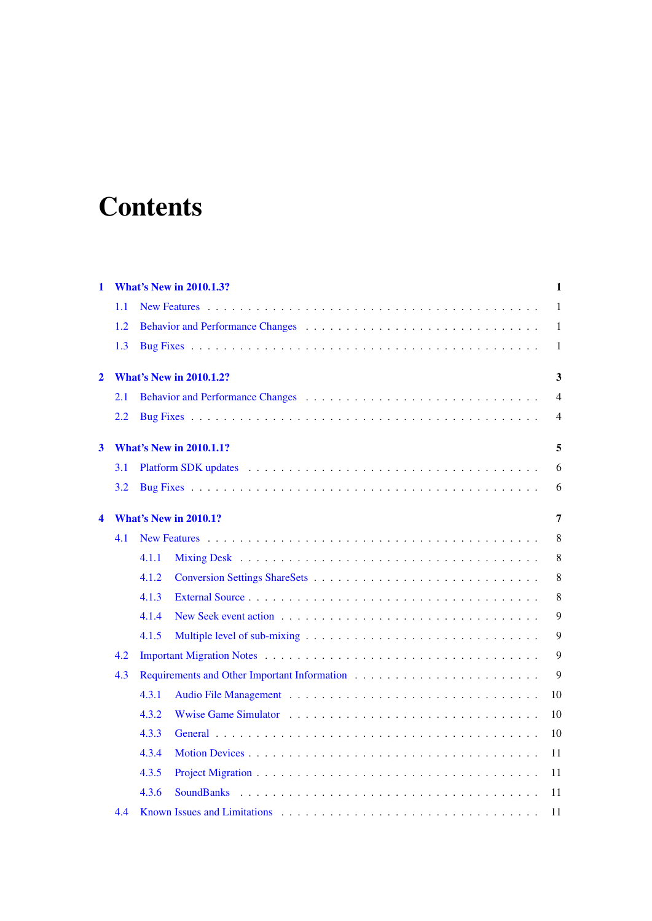# Contents

**1 What's New in 2010.1.3? — 1**

- 1.1 New Features — 1
- 1.2 Behavior and Performance Changes — 1
- 1.3 Bug Fixes — 1

**2 What's New in 2010.1.2? — 3**

- 2.1 Behavior and Performance Changes — 4
- 2.2 Bug Fixes — 4

**3 What's New in 2010.1.1? — 5**

- 3.1 Platform SDK updates — 6
- 3.2 Bug Fixes — 6

**4 What's New in 2010.1? — 7**

- 4.1 New Features — 8
  - 4.1.1 Mixing Desk — 8
  - 4.1.2 Conversion Settings ShareSets — 8
  - 4.1.3 External Source — 8
  - 4.1.4 New Seek event action — 9
  - 4.1.5 Multiple level of sub-mixing — 9
- 4.2 Important Migration Notes — 9
- 4.3 Requirements and Other Important Information — 9
  - 4.3.1 Audio File Management — 10
  - 4.3.2 Wwise Game Simulator — 10
  - 4.3.3 General — 10
  - 4.3.4 Motion Devices — 11
  - 4.3.5 Project Migration — 11
  - 4.3.6 SoundBanks — 11
- 4.4 Known Issues and Limitations — 11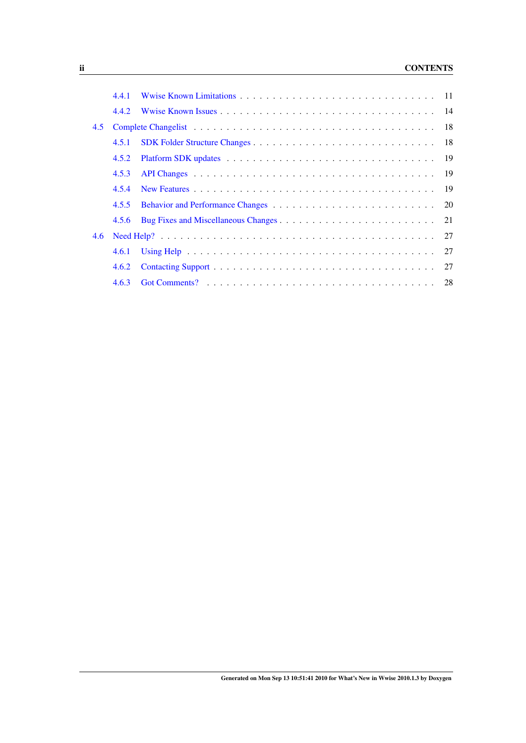- 4.4.1 Wwise Known Limitations . . . . . . . . . . . . . . . . . . . . . . . . . . . . 11
- 4.4.2 Wwise Known Issues . . . . . . . . . . . . . . . . . . . . . . . . . . . . . . 14
- 4.5 Complete Changelist . . . . . . . . . . . . . . . . . . . . . . . . . . . . . . . . 18
  - 4.5.1 SDK Folder Structure Changes . . . . . . . . . . . . . . . . . . . . . . . . . 18
  - 4.5.2 Platform SDK updates . . . . . . . . . . . . . . . . . . . . . . . . . . . . . 19
  - 4.5.3 API Changes . . . . . . . . . . . . . . . . . . . . . . . . . . . . . . . . . 19
  - 4.5.4 New Features . . . . . . . . . . . . . . . . . . . . . . . . . . . . . . . . . 19
  - 4.5.5 Behavior and Performance Changes . . . . . . . . . . . . . . . . . . . . . . . 20
  - 4.5.6 Bug Fixes and Miscellaneous Changes . . . . . . . . . . . . . . . . . . . . . . 21
- 4.6 Need Help? . . . . . . . . . . . . . . . . . . . . . . . . . . . . . . . . . . . . 27
  - 4.6.1 Using Help . . . . . . . . . . . . . . . . . . . . . . . . . . . . . . . . . . 27
  - 4.6.2 Contacting Support . . . . . . . . . . . . . . . . . . . . . . . . . . . . . . 27
  - 4.6.3 Got Comments? . . . . . . . . . . . . . . . . . . . . . . . . . . . . . . . . 28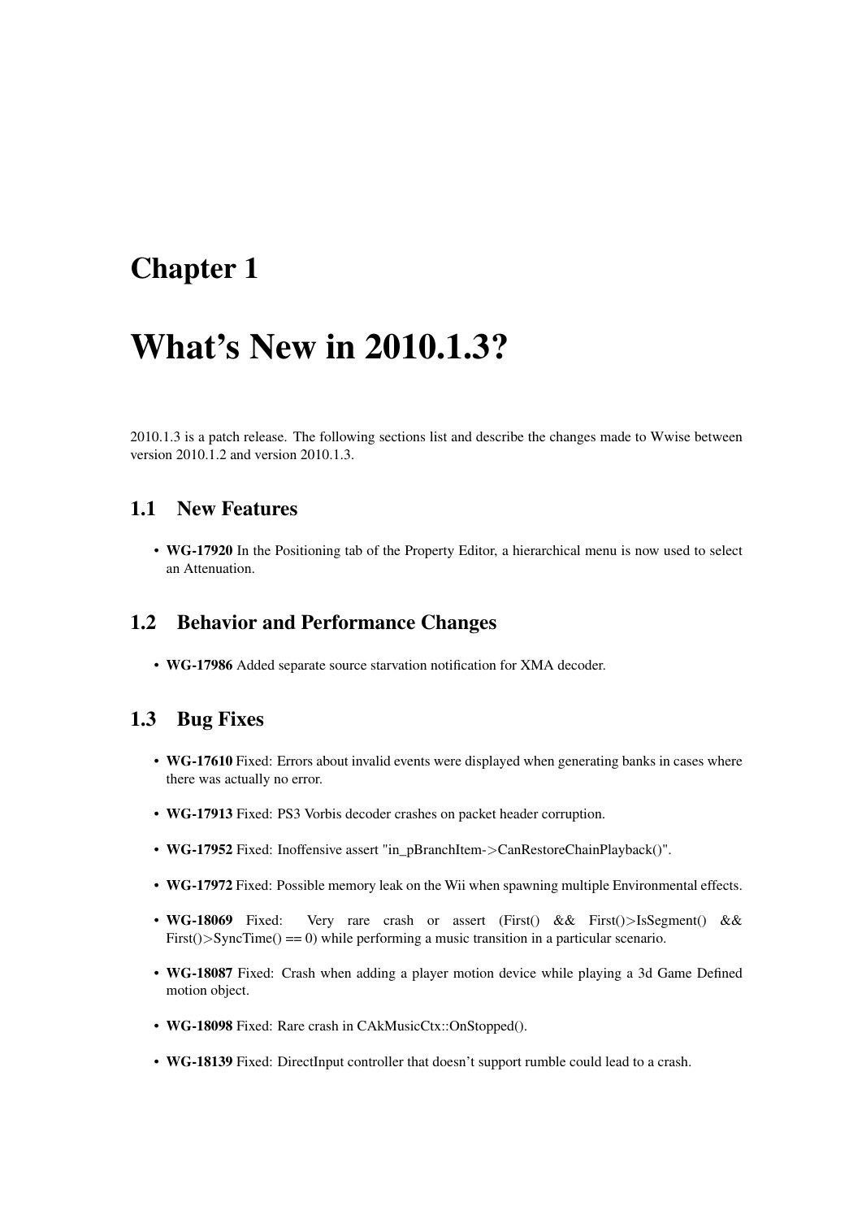# Chapter 1

# What's New in 2010.1.3?

2010.1.3 is a patch release. The following sections list and describe the changes made to Wwise between version 2010.1.2 and version 2010.1.3.

## 1.1 New Features

- **WG-17920** In the Positioning tab of the Property Editor, a hierarchical menu is now used to select an Attenuation.

## 1.2 Behavior and Performance Changes

- **WG-17986** Added separate source starvation notification for XMA decoder.

## 1.3 Bug Fixes

- **WG-17610** Fixed: Errors about invalid events were displayed when generating banks in cases where there was actually no error.
- **WG-17913** Fixed: PS3 Vorbis decoder crashes on packet header corruption.
- **WG-17952** Fixed: Inoffensive assert "in_pBranchItem->CanRestoreChainPlayback()".
- **WG-17972** Fixed: Possible memory leak on the Wii when spawning multiple Environmental effects.
- **WG-18069** Fixed: Very rare crash or assert (First() && First()>IsSegment() && First()>SyncTime() == 0) while performing a music transition in a particular scenario.
- **WG-18087** Fixed: Crash when adding a player motion device while playing a 3d Game Defined motion object.
- **WG-18098** Fixed: Rare crash in CAkMusicCtx::OnStopped().
- **WG-18139** Fixed: DirectInput controller that doesn't support rumble could lead to a crash.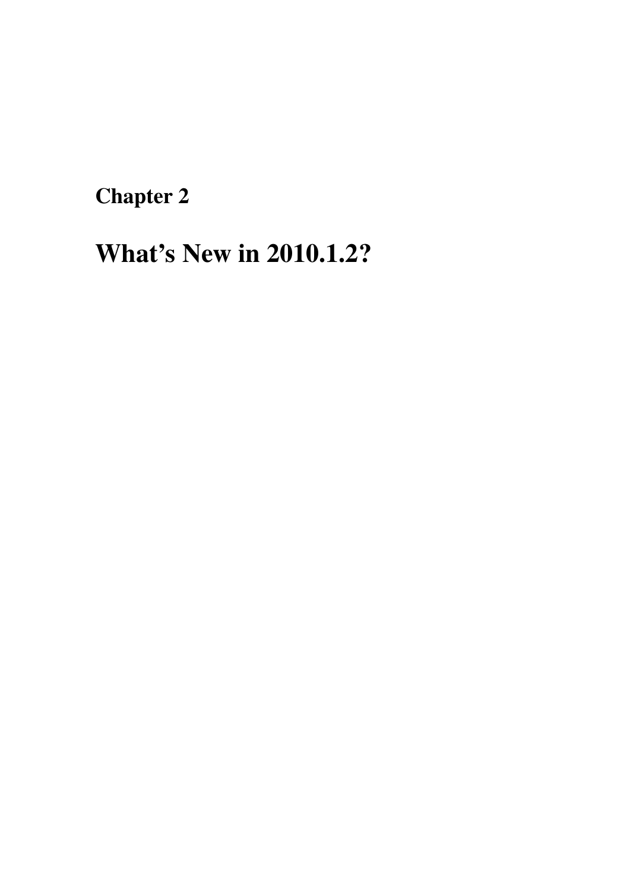# Chapter 2

# What's New in 2010.1.2?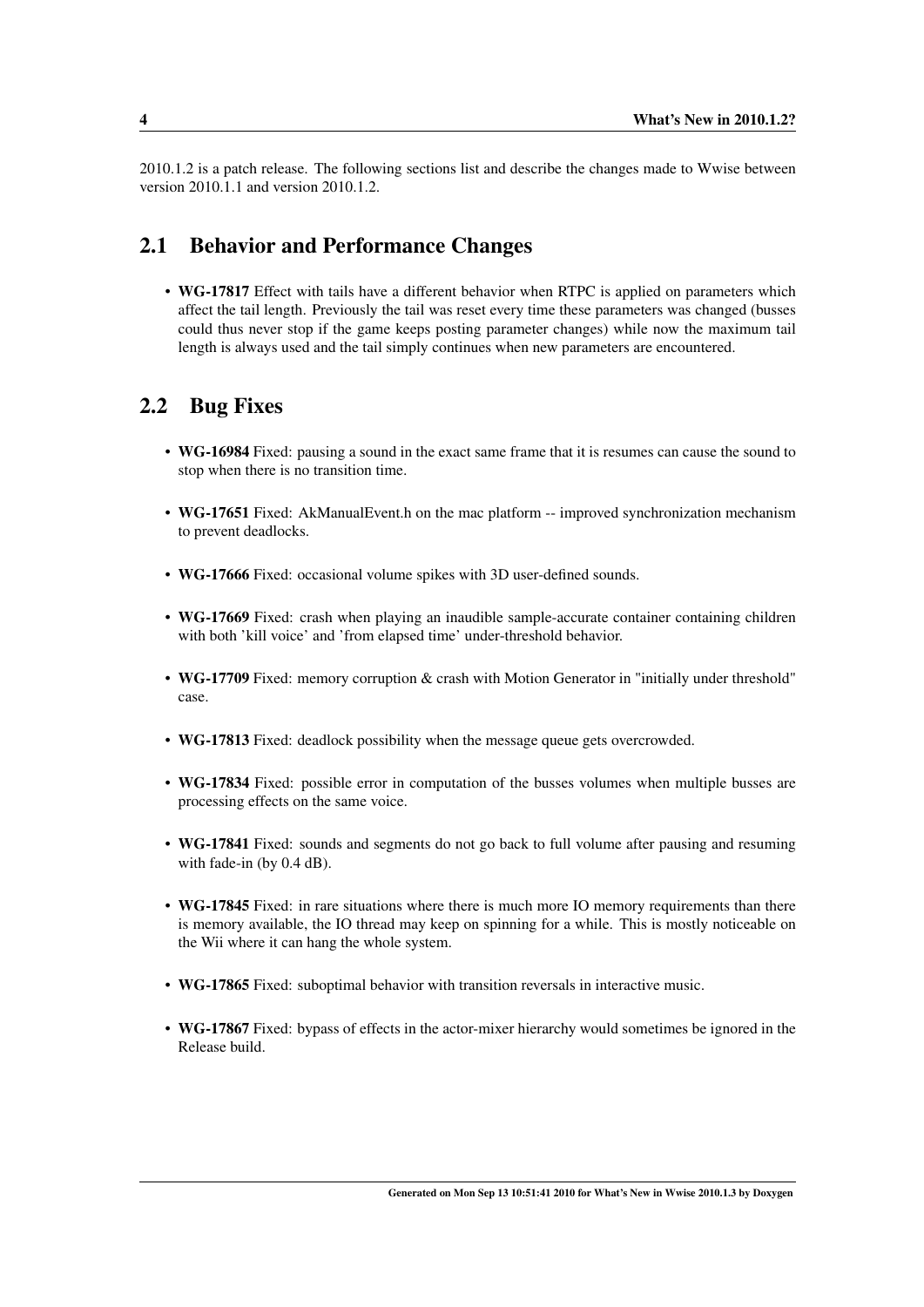2010.1.2 is a patch release. The following sections list and describe the changes made to Wwise between version 2010.1.1 and version 2010.1.2.

## 2.1 Behavior and Performance Changes

- **WG-17817** Effect with tails have a different behavior when RTPC is applied on parameters which affect the tail length. Previously the tail was reset every time these parameters was changed (busses could thus never stop if the game keeps posting parameter changes) while now the maximum tail length is always used and the tail simply continues when new parameters are encountered.

## 2.2 Bug Fixes

- **WG-16984** Fixed: pausing a sound in the exact same frame that it is resumes can cause the sound to stop when there is no transition time.
- **WG-17651** Fixed: AkManualEvent.h on the mac platform -- improved synchronization mechanism to prevent deadlocks.
- **WG-17666** Fixed: occasional volume spikes with 3D user-defined sounds.
- **WG-17669** Fixed: crash when playing an inaudible sample-accurate container containing children with both 'kill voice' and 'from elapsed time' under-threshold behavior.
- **WG-17709** Fixed: memory corruption & crash with Motion Generator in "initially under threshold" case.
- **WG-17813** Fixed: deadlock possibility when the message queue gets overcrowded.
- **WG-17834** Fixed: possible error in computation of the busses volumes when multiple busses are processing effects on the same voice.
- **WG-17841** Fixed: sounds and segments do not go back to full volume after pausing and resuming with fade-in (by 0.4 dB).
- **WG-17845** Fixed: in rare situations where there is much more IO memory requirements than there is memory available, the IO thread may keep on spinning for a while. This is mostly noticeable on the Wii where it can hang the whole system.
- **WG-17865** Fixed: suboptimal behavior with transition reversals in interactive music.
- **WG-17867** Fixed: bypass of effects in the actor-mixer hierarchy would sometimes be ignored in the Release build.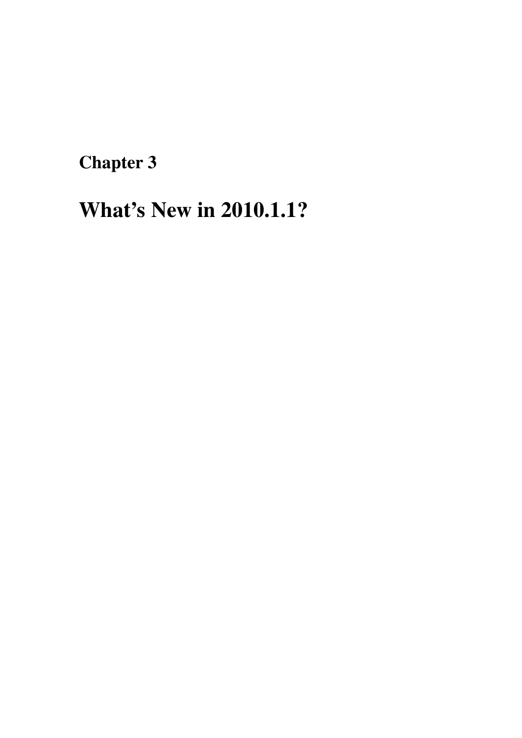# Chapter 3

# What’s New in 2010.1.1?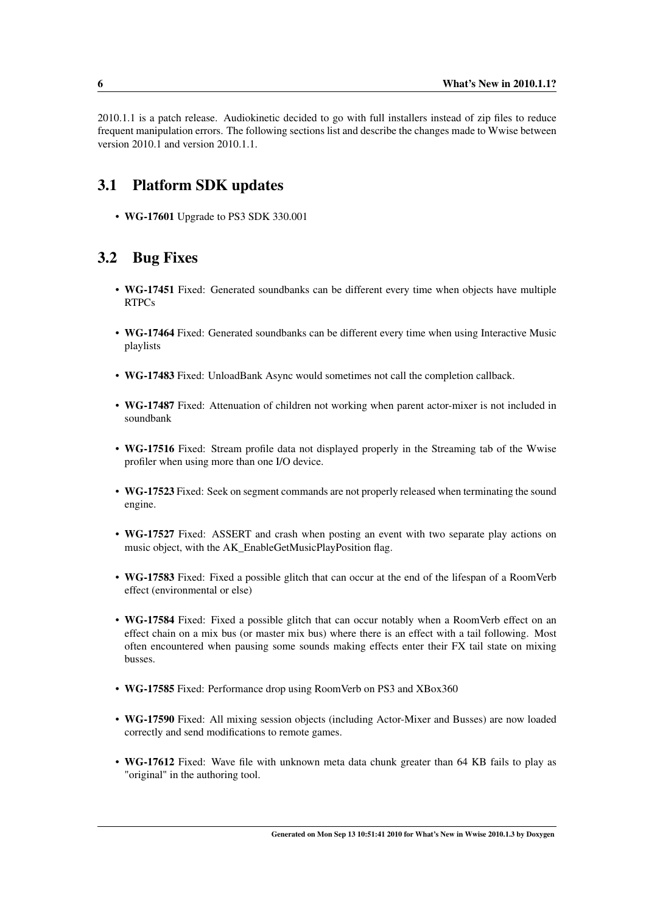2010.1.1 is a patch release. Audiokinetic decided to go with full installers instead of zip files to reduce frequent manipulation errors. The following sections list and describe the changes made to Wwise between version 2010.1 and version 2010.1.1.

## 3.1 Platform SDK updates

- **WG-17601** Upgrade to PS3 SDK 330.001

## 3.2 Bug Fixes

- **WG-17451** Fixed: Generated soundbanks can be different every time when objects have multiple RTPCs
- **WG-17464** Fixed: Generated soundbanks can be different every time when using Interactive Music playlists
- **WG-17483** Fixed: UnloadBank Async would sometimes not call the completion callback.
- **WG-17487** Fixed: Attenuation of children not working when parent actor-mixer is not included in soundbank
- **WG-17516** Fixed: Stream profile data not displayed properly in the Streaming tab of the Wwise profiler when using more than one I/O device.
- **WG-17523** Fixed: Seek on segment commands are not properly released when terminating the sound engine.
- **WG-17527** Fixed: ASSERT and crash when posting an event with two separate play actions on music object, with the AK_EnableGetMusicPlayPosition flag.
- **WG-17583** Fixed: Fixed a possible glitch that can occur at the end of the lifespan of a RoomVerb effect (environmental or else)
- **WG-17584** Fixed: Fixed a possible glitch that can occur notably when a RoomVerb effect on an effect chain on a mix bus (or master mix bus) where there is an effect with a tail following. Most often encountered when pausing some sounds making effects enter their FX tail state on mixing busses.
- **WG-17585** Fixed: Performance drop using RoomVerb on PS3 and XBox360
- **WG-17590** Fixed: All mixing session objects (including Actor-Mixer and Busses) are now loaded correctly and send modifications to remote games.
- **WG-17612** Fixed: Wave file with unknown meta data chunk greater than 64 KB fails to play as "original" in the authoring tool.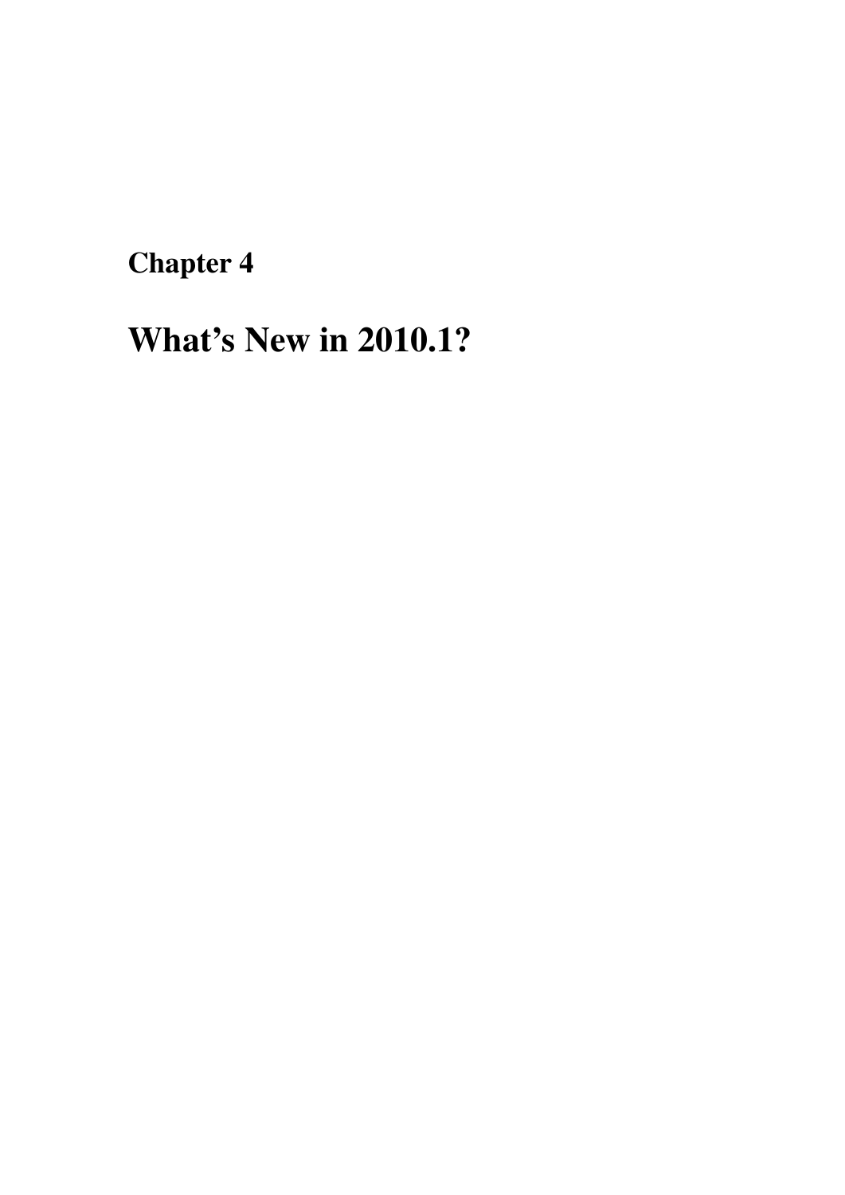# Chapter 4

# What’s New in 2010.1?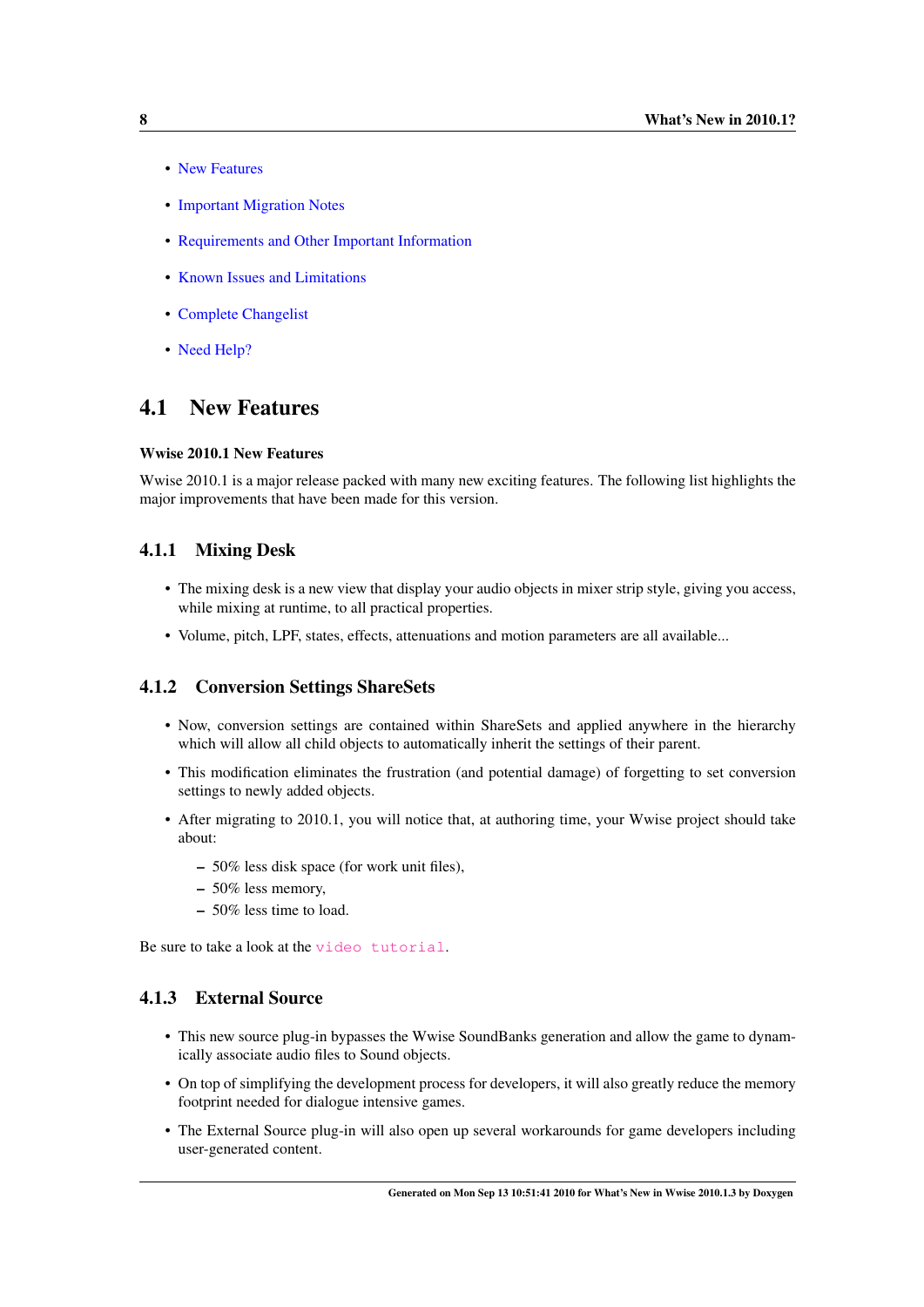- New Features
- Important Migration Notes
- Requirements and Other Important Information
- Known Issues and Limitations
- Complete Changelist
- Need Help?

## 4.1 New Features

**Wwise 2010.1 New Features**

Wwise 2010.1 is a major release packed with many new exciting features. The following list highlights the major improvements that have been made for this version.

### 4.1.1 Mixing Desk

- The mixing desk is a new view that display your audio objects in mixer strip style, giving you access, while mixing at runtime, to all practical properties.
- Volume, pitch, LPF, states, effects, attenuations and motion parameters are all available...

### 4.1.2 Conversion Settings ShareSets

- Now, conversion settings are contained within ShareSets and applied anywhere in the hierarchy which will allow all child objects to automatically inherit the settings of their parent.
- This modification eliminates the frustration (and potential damage) of forgetting to set conversion settings to newly added objects.
- After migrating to 2010.1, you will notice that, at authoring time, your Wwise project should take about:
  - 50% less disk space (for work unit files),
  - 50% less memory,
  - 50% less time to load.

Be sure to take a look at the `video tutorial`.

### 4.1.3 External Source

- This new source plug-in bypasses the Wwise SoundBanks generation and allow the game to dynamically associate audio files to Sound objects.
- On top of simplifying the development process for developers, it will also greatly reduce the memory footprint needed for dialogue intensive games.
- The External Source plug-in will also open up several workarounds for game developers including user-generated content.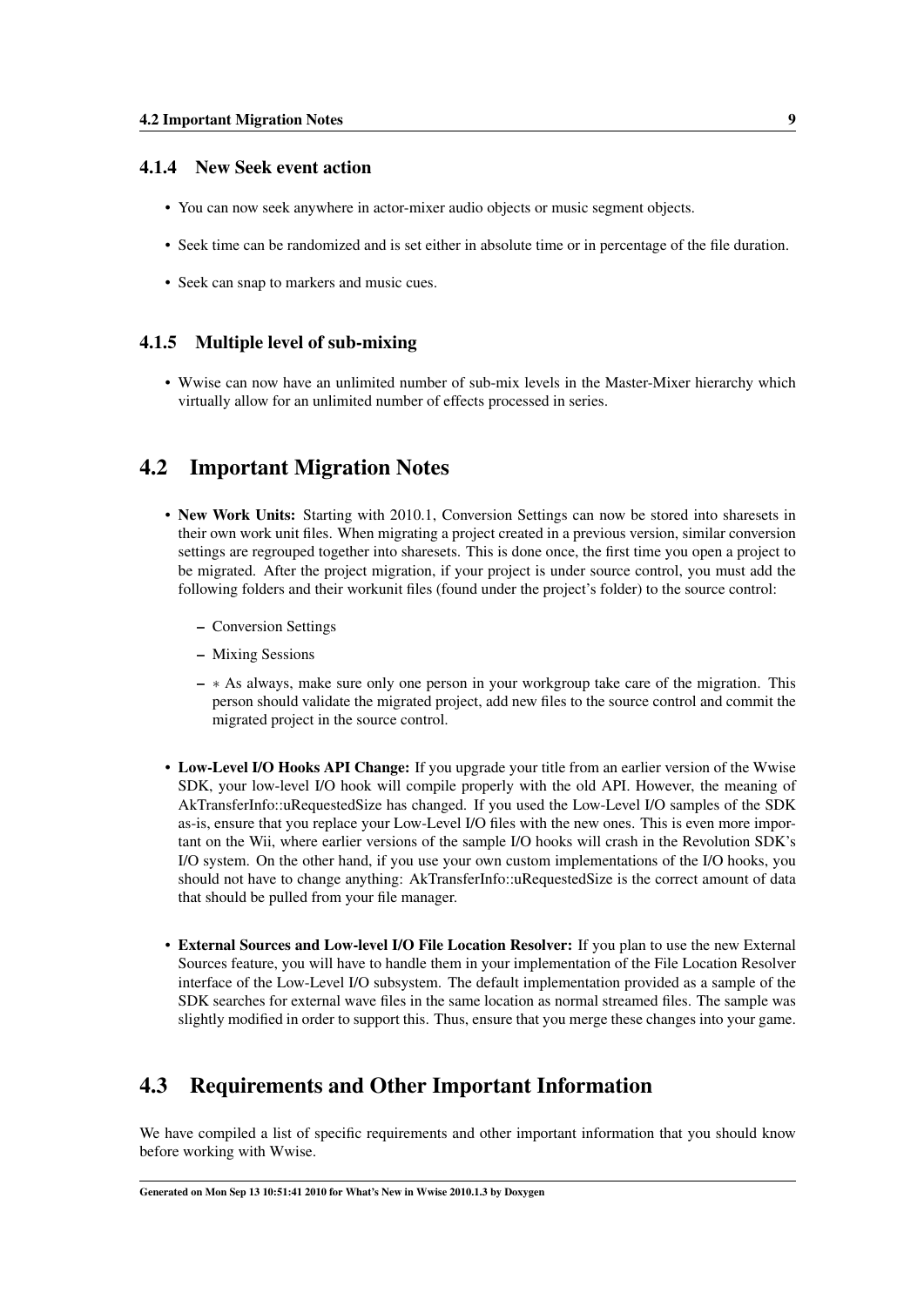### 4.1.4 New Seek event action

- You can now seek anywhere in actor-mixer audio objects or music segment objects.
- Seek time can be randomized and is set either in absolute time or in percentage of the file duration.
- Seek can snap to markers and music cues.

### 4.1.5 Multiple level of sub-mixing

- Wwise can now have an unlimited number of sub-mix levels in the Master-Mixer hierarchy which virtually allow for an unlimited number of effects processed in series.

## 4.2 Important Migration Notes

- **New Work Units:** Starting with 2010.1, Conversion Settings can now be stored into sharesets in their own work unit files. When migrating a project created in a previous version, similar conversion settings are regrouped together into sharesets. This is done once, the first time you open a project to be migrated. After the project migration, if your project is under source control, you must add the following folders and their workunit files (found under the project's folder) to the source control:
  - Conversion Settings
  - Mixing Sessions
  - ∗ As always, make sure only one person in your workgroup take care of the migration. This person should validate the migrated project, add new files to the source control and commit the migrated project in the source control.
- **Low-Level I/O Hooks API Change:** If you upgrade your title from an earlier version of the Wwise SDK, your low-level I/O hook will compile properly with the old API. However, the meaning of AkTransferInfo::uRequestedSize has changed. If you used the Low-Level I/O samples of the SDK as-is, ensure that you replace your Low-Level I/O files with the new ones. This is even more important on the Wii, where earlier versions of the sample I/O hooks will crash in the Revolution SDK's I/O system. On the other hand, if you use your own custom implementations of the I/O hooks, you should not have to change anything: AkTransferInfo::uRequestedSize is the correct amount of data that should be pulled from your file manager.
- **External Sources and Low-level I/O File Location Resolver:** If you plan to use the new External Sources feature, you will have to handle them in your implementation of the File Location Resolver interface of the Low-Level I/O subsystem. The default implementation provided as a sample of the SDK searches for external wave files in the same location as normal streamed files. The sample was slightly modified in order to support this. Thus, ensure that you merge these changes into your game.

## 4.3 Requirements and Other Important Information

We have compiled a list of specific requirements and other important information that you should know before working with Wwise.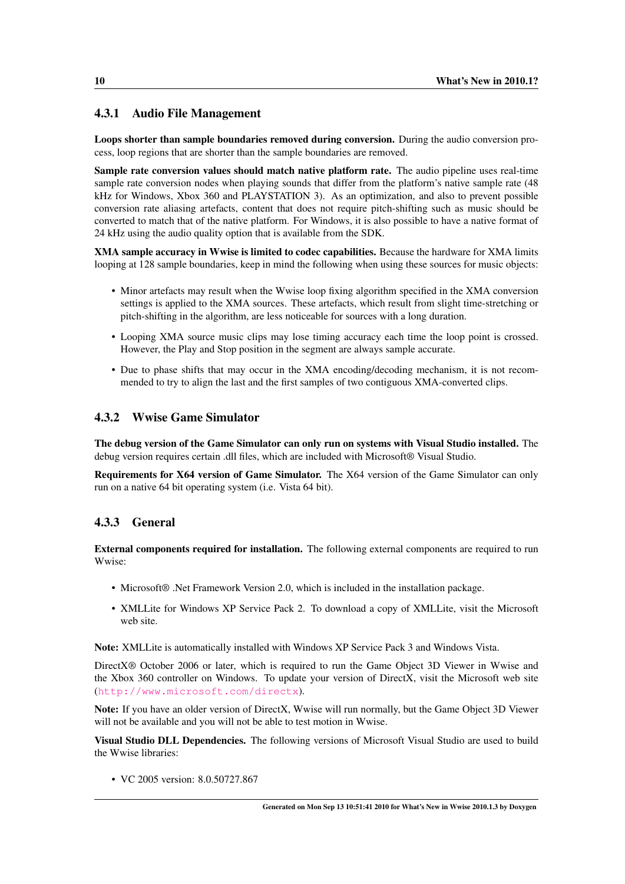### 4.3.1 Audio File Management

**Loops shorter than sample boundaries removed during conversion.** During the audio conversion process, loop regions that are shorter than the sample boundaries are removed.

**Sample rate conversion values should match native platform rate.** The audio pipeline uses real-time sample rate conversion nodes when playing sounds that differ from the platform's native sample rate (48 kHz for Windows, Xbox 360 and PLAYSTATION 3). As an optimization, and also to prevent possible conversion rate aliasing artefacts, content that does not require pitch-shifting such as music should be converted to match that of the native platform. For Windows, it is also possible to have a native format of 24 kHz using the audio quality option that is available from the SDK.

**XMA sample accuracy in Wwise is limited to codec capabilities.** Because the hardware for XMA limits looping at 128 sample boundaries, keep in mind the following when using these sources for music objects:

- Minor artefacts may result when the Wwise loop fixing algorithm specified in the XMA conversion settings is applied to the XMA sources. These artefacts, which result from slight time-stretching or pitch-shifting in the algorithm, are less noticeable for sources with a long duration.
- Looping XMA source music clips may lose timing accuracy each time the loop point is crossed. However, the Play and Stop position in the segment are always sample accurate.
- Due to phase shifts that may occur in the XMA encoding/decoding mechanism, it is not recommended to try to align the last and the first samples of two contiguous XMA-converted clips.

### 4.3.2 Wwise Game Simulator

**The debug version of the Game Simulator can only run on systems with Visual Studio installed.** The debug version requires certain .dll files, which are included with Microsoft® Visual Studio.

**Requirements for X64 version of Game Simulator.** The X64 version of the Game Simulator can only run on a native 64 bit operating system (i.e. Vista 64 bit).

### 4.3.3 General

**External components required for installation.** The following external components are required to run Wwise:

- Microsoft® .Net Framework Version 2.0, which is included in the installation package.
- XMLLite for Windows XP Service Pack 2. To download a copy of XMLLite, visit the Microsoft web site.

**Note:** XMLLite is automatically installed with Windows XP Service Pack 3 and Windows Vista.

DirectX® October 2006 or later, which is required to run the Game Object 3D Viewer in Wwise and the Xbox 360 controller on Windows. To update your version of DirectX, visit the Microsoft web site (`http://www.microsoft.com/directx`).

**Note:** If you have an older version of DirectX, Wwise will run normally, but the Game Object 3D Viewer will not be available and you will not be able to test motion in Wwise.

**Visual Studio DLL Dependencies.** The following versions of Microsoft Visual Studio are used to build the Wwise libraries:

- VC 2005 version: 8.0.50727.867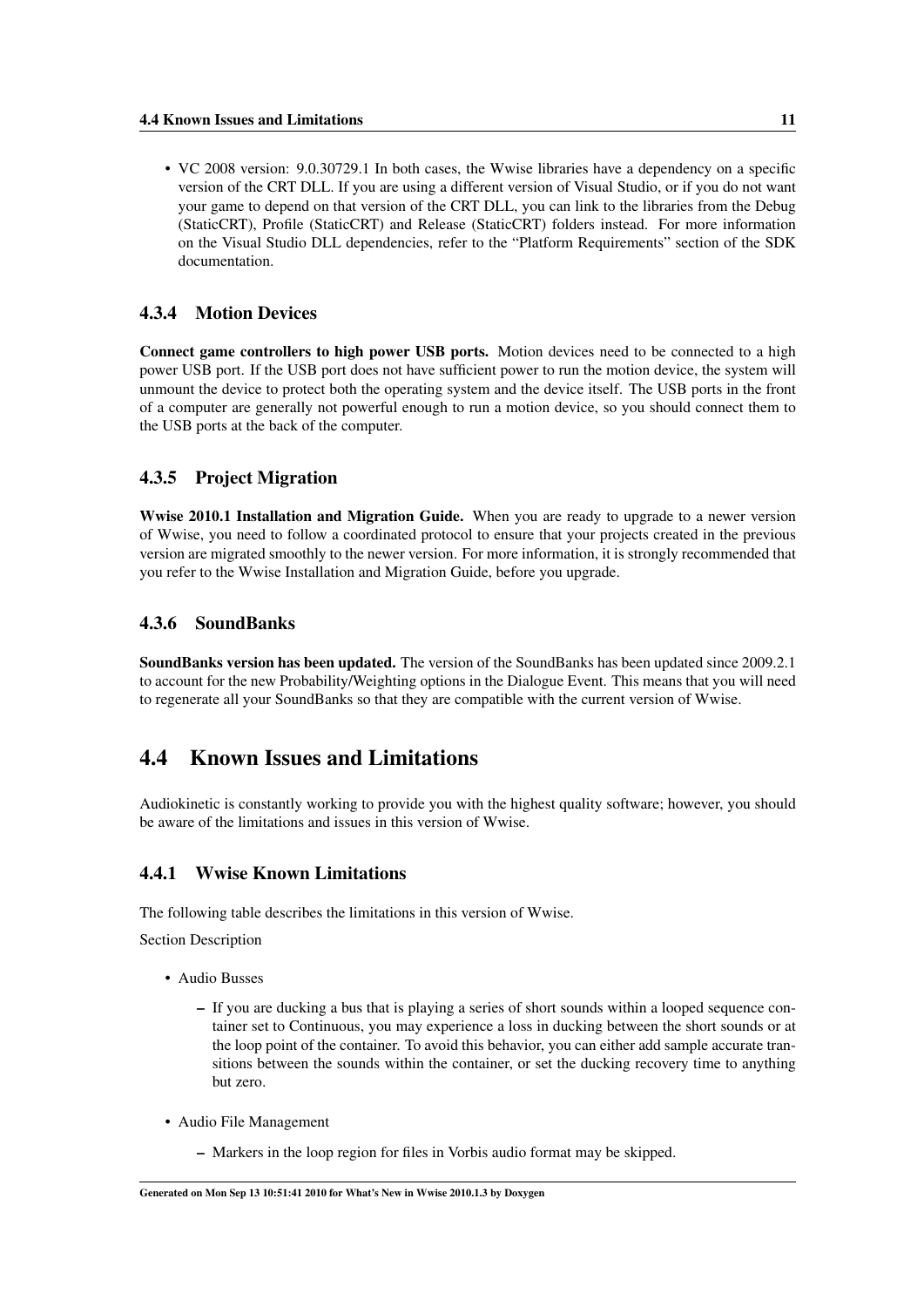- VC 2008 version: 9.0.30729.1 In both cases, the Wwise libraries have a dependency on a specific version of the CRT DLL. If you are using a different version of Visual Studio, or if you do not want your game to depend on that version of the CRT DLL, you can link to the libraries from the Debug (StaticCRT), Profile (StaticCRT) and Release (StaticCRT) folders instead. For more information on the Visual Studio DLL dependencies, refer to the "Platform Requirements" section of the SDK documentation.

### 4.3.4 Motion Devices

**Connect game controllers to high power USB ports.** Motion devices need to be connected to a high power USB port. If the USB port does not have sufficient power to run the motion device, the system will unmount the device to protect both the operating system and the device itself. The USB ports in the front of a computer are generally not powerful enough to run a motion device, so you should connect them to the USB ports at the back of the computer.

### 4.3.5 Project Migration

**Wwise 2010.1 Installation and Migration Guide.** When you are ready to upgrade to a newer version of Wwise, you need to follow a coordinated protocol to ensure that your projects created in the previous version are migrated smoothly to the newer version. For more information, it is strongly recommended that you refer to the Wwise Installation and Migration Guide, before you upgrade.

### 4.3.6 SoundBanks

**SoundBanks version has been updated.** The version of the SoundBanks has been updated since 2009.2.1 to account for the new Probability/Weighting options in the Dialogue Event. This means that you will need to regenerate all your SoundBanks so that they are compatible with the current version of Wwise.

## 4.4 Known Issues and Limitations

Audiokinetic is constantly working to provide you with the highest quality software; however, you should be aware of the limitations and issues in this version of Wwise.

### 4.4.1 Wwise Known Limitations

The following table describes the limitations in this version of Wwise.

Section Description

- Audio Busses
  - If you are ducking a bus that is playing a series of short sounds within a looped sequence container set to Continuous, you may experience a loss in ducking between the short sounds or at the loop point of the container. To avoid this behavior, you can either add sample accurate transitions between the sounds within the container, or set the ducking recovery time to anything but zero.
- Audio File Management
  - Markers in the loop region for files in Vorbis audio format may be skipped.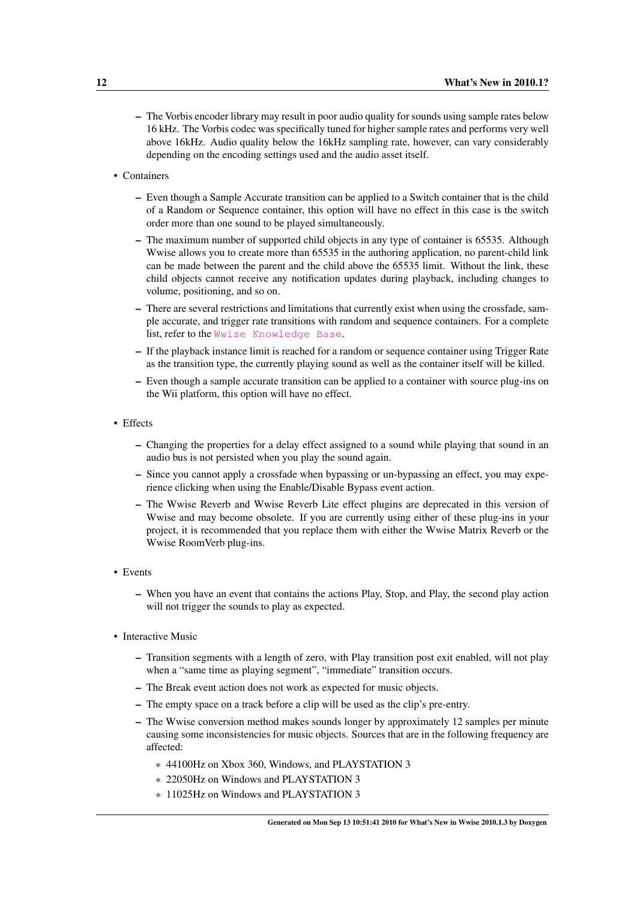- The Vorbis encoder library may result in poor audio quality for sounds using sample rates below 16 kHz. The Vorbis codec was specifically tuned for higher sample rates and performs very well above 16kHz. Audio quality below the 16kHz sampling rate, however, can vary considerably depending on the encoding settings used and the audio asset itself.

- Containers
  - Even though a Sample Accurate transition can be applied to a Switch container that is the child of a Random or Sequence container, this option will have no effect in this case is the switch order more than one sound to be played simultaneously.
  - The maximum number of supported child objects in any type of container is 65535. Although Wwise allows you to create more than 65535 in the authoring application, no parent-child link can be made between the parent and the child above the 65535 limit. Without the link, these child objects cannot receive any notification updates during playback, including changes to volume, positioning, and so on.
  - There are several restrictions and limitations that currently exist when using the crossfade, sample accurate, and trigger rate transitions with random and sequence containers. For a complete list, refer to the Wwise Knowledge Base.
  - If the playback instance limit is reached for a random or sequence container using Trigger Rate as the transition type, the currently playing sound as well as the container itself will be killed.
  - Even though a sample accurate transition can be applied to a container with source plug-ins on the Wii platform, this option will have no effect.

- Effects
  - Changing the properties for a delay effect assigned to a sound while playing that sound in an audio bus is not persisted when you play the sound again.
  - Since you cannot apply a crossfade when bypassing or un-bypassing an effect, you may experience clicking when using the Enable/Disable Bypass event action.
  - The Wwise Reverb and Wwise Reverb Lite effect plugins are deprecated in this version of Wwise and may become obsolete. If you are currently using either of these plug-ins in your project, it is recommended that you replace them with either the Wwise Matrix Reverb or the Wwise RoomVerb plug-ins.

- Events
  - When you have an event that contains the actions Play, Stop, and Play, the second play action will not trigger the sounds to play as expected.

- Interactive Music
  - Transition segments with a length of zero, with Play transition post exit enabled, will not play when a "same time as playing segment", "immediate" transition occurs.
  - The Break event action does not work as expected for music objects.
  - The empty space on a track before a clip will be used as the clip's pre-entry.
  - The Wwise conversion method makes sounds longer by approximately 12 samples per minute causing some inconsistencies for music objects. Sources that are in the following frequency are affected:
    - 44100Hz on Xbox 360, Windows, and PLAYSTATION 3
    - 22050Hz on Windows and PLAYSTATION 3
    - 11025Hz on Windows and PLAYSTATION 3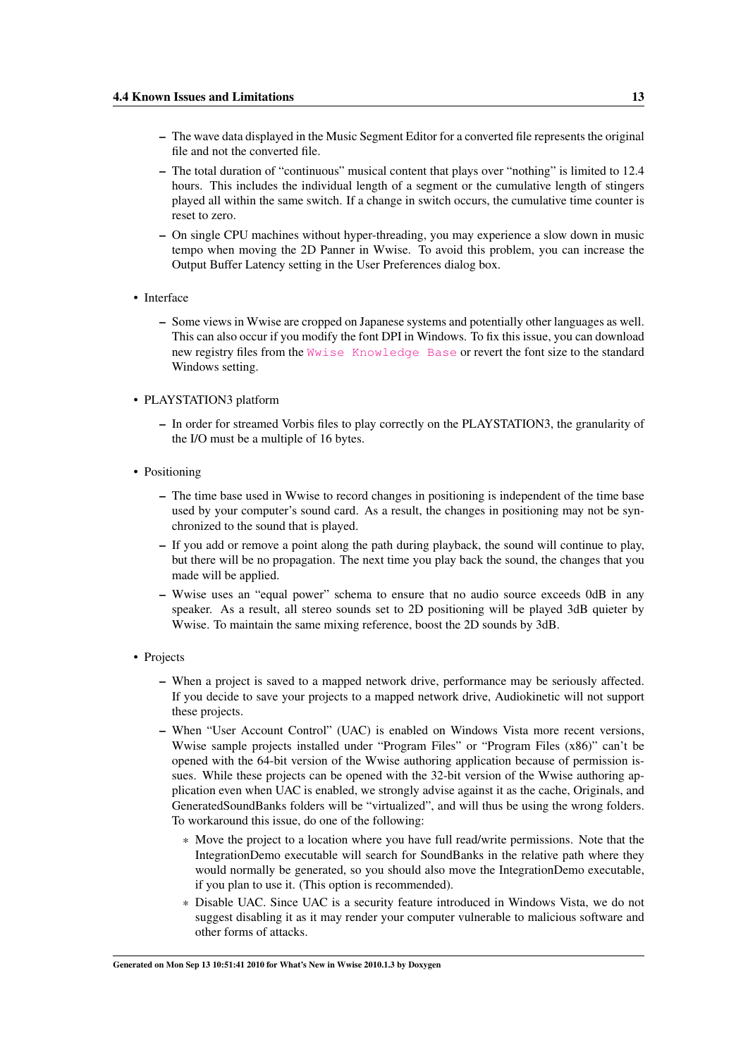- The wave data displayed in the Music Segment Editor for a converted file represents the original file and not the converted file.
  - The total duration of "continuous" musical content that plays over "nothing" is limited to 12.4 hours. This includes the individual length of a segment or the cumulative length of stingers played all within the same switch. If a change in switch occurs, the cumulative time counter is reset to zero.
  - On single CPU machines without hyper-threading, you may experience a slow down in music tempo when moving the 2D Panner in Wwise. To avoid this problem, you can increase the Output Buffer Latency setting in the User Preferences dialog box.

- Interface
  - Some views in Wwise are cropped on Japanese systems and potentially other languages as well. This can also occur if you modify the font DPI in Windows. To fix this issue, you can download new registry files from the Wwise Knowledge Base or revert the font size to the standard Windows setting.

- PLAYSTATION3 platform
  - In order for streamed Vorbis files to play correctly on the PLAYSTATION3, the granularity of the I/O must be a multiple of 16 bytes.

- Positioning
  - The time base used in Wwise to record changes in positioning is independent of the time base used by your computer's sound card. As a result, the changes in positioning may not be synchronized to the sound that is played.
  - If you add or remove a point along the path during playback, the sound will continue to play, but there will be no propagation. The next time you play back the sound, the changes that you made will be applied.
  - Wwise uses an "equal power" schema to ensure that no audio source exceeds 0dB in any speaker. As a result, all stereo sounds set to 2D positioning will be played 3dB quieter by Wwise. To maintain the same mixing reference, boost the 2D sounds by 3dB.

- Projects
  - When a project is saved to a mapped network drive, performance may be seriously affected. If you decide to save your projects to a mapped network drive, Audiokinetic will not support these projects.
  - When "User Account Control" (UAC) is enabled on Windows Vista more recent versions, Wwise sample projects installed under "Program Files" or "Program Files (x86)" can't be opened with the 64-bit version of the Wwise authoring application because of permission issues. While these projects can be opened with the 32-bit version of the Wwise authoring application even when UAC is enabled, we strongly advise against it as the cache, Originals, and GeneratedSoundBanks folders will be "virtualized", and will thus be using the wrong folders. To workaround this issue, do one of the following:
    - Move the project to a location where you have full read/write permissions. Note that the IntegrationDemo executable will search for SoundBanks in the relative path where they would normally be generated, so you should also move the IntegrationDemo executable, if you plan to use it. (This option is recommended).
    - Disable UAC. Since UAC is a security feature introduced in Windows Vista, we do not suggest disabling it as it may render your computer vulnerable to malicious software and other forms of attacks.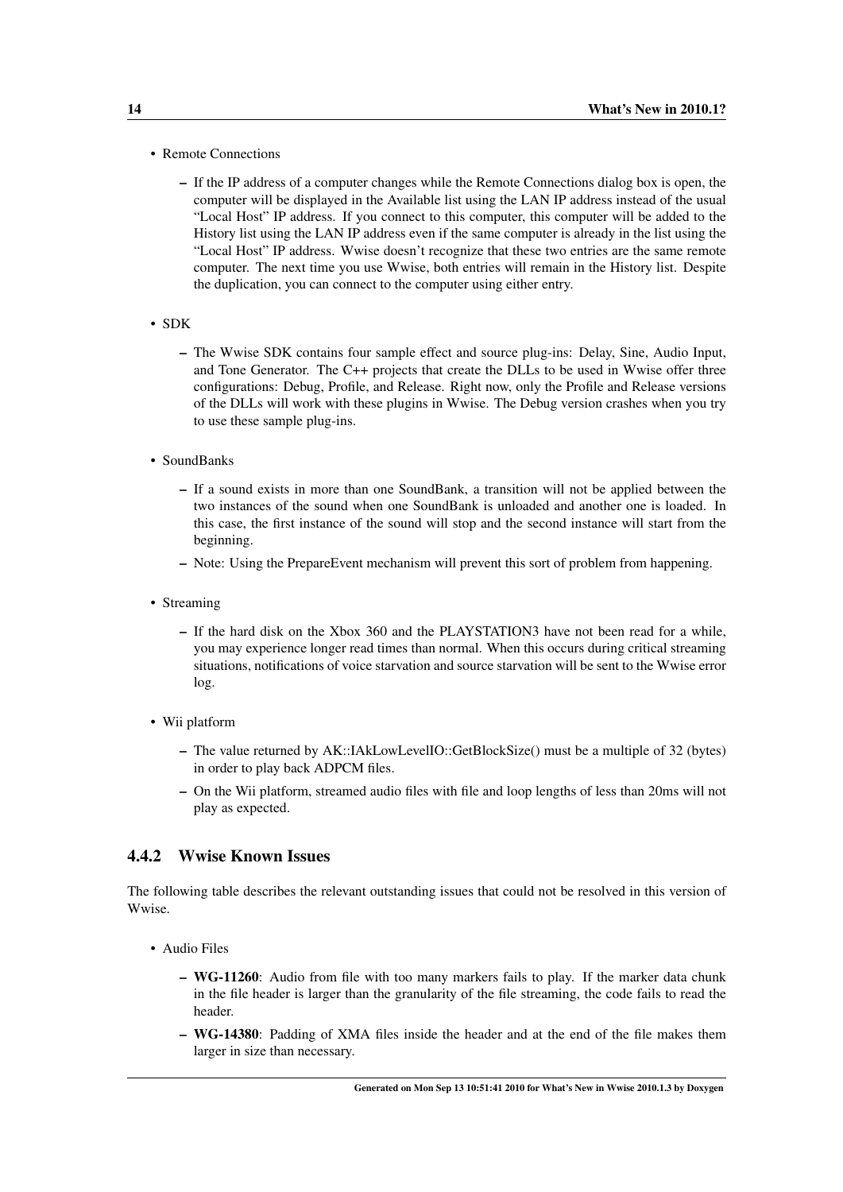- Remote Connections
  - If the IP address of a computer changes while the Remote Connections dialog box is open, the computer will be displayed in the Available list using the LAN IP address instead of the usual "Local Host" IP address. If you connect to this computer, this computer will be added to the History list using the LAN IP address even if the same computer is already in the list using the "Local Host" IP address. Wwise doesn't recognize that these two entries are the same remote computer. The next time you use Wwise, both entries will remain in the History list. Despite the duplication, you can connect to the computer using either entry.
- SDK
  - The Wwise SDK contains four sample effect and source plug-ins: Delay, Sine, Audio Input, and Tone Generator. The C++ projects that create the DLLs to be used in Wwise offer three configurations: Debug, Profile, and Release. Right now, only the Profile and Release versions of the DLLs will work with these plugins in Wwise. The Debug version crashes when you try to use these sample plug-ins.
- SoundBanks
  - If a sound exists in more than one SoundBank, a transition will not be applied between the two instances of the sound when one SoundBank is unloaded and another one is loaded. In this case, the first instance of the sound will stop and the second instance will start from the beginning.
  - Note: Using the PrepareEvent mechanism will prevent this sort of problem from happening.
- Streaming
  - If the hard disk on the Xbox 360 and the PLAYSTATION3 have not been read for a while, you may experience longer read times than normal. When this occurs during critical streaming situations, notifications of voice starvation and source starvation will be sent to the Wwise error log.
- Wii platform
  - The value returned by AK::IAkLowLevelIO::GetBlockSize() must be a multiple of 32 (bytes) in order to play back ADPCM files.
  - On the Wii platform, streamed audio files with file and loop lengths of less than 20ms will not play as expected.

### 4.4.2 Wwise Known Issues

The following table describes the relevant outstanding issues that could not be resolved in this version of Wwise.

- Audio Files
  - **WG-11260**: Audio from file with too many markers fails to play. If the marker data chunk in the file header is larger than the granularity of the file streaming, the code fails to read the header.
  - **WG-14380**: Padding of XMA files inside the header and at the end of the file makes them larger in size than necessary.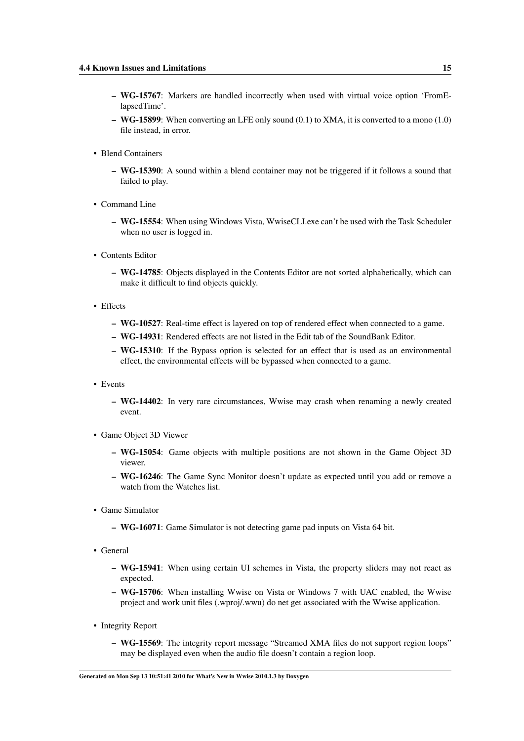- **WG-15767**: Markers are handled incorrectly when used with virtual voice option 'FromElapsedTime'.
- **WG-15899**: When converting an LFE only sound (0.1) to XMA, it is converted to a mono (1.0) file instead, in error.

- Blend Containers
  - **WG-15390**: A sound within a blend container may not be triggered if it follows a sound that failed to play.
- Command Line
  - **WG-15554**: When using Windows Vista, WwiseCLI.exe can't be used with the Task Scheduler when no user is logged in.
- Contents Editor
  - **WG-14785**: Objects displayed in the Contents Editor are not sorted alphabetically, which can make it difficult to find objects quickly.
- Effects
  - **WG-10527**: Real-time effect is layered on top of rendered effect when connected to a game.
  - **WG-14931**: Rendered effects are not listed in the Edit tab of the SoundBank Editor.
  - **WG-15310**: If the Bypass option is selected for an effect that is used as an environmental effect, the environmental effects will be bypassed when connected to a game.
- Events
  - **WG-14402**: In very rare circumstances, Wwise may crash when renaming a newly created event.
- Game Object 3D Viewer
  - **WG-15054**: Game objects with multiple positions are not shown in the Game Object 3D viewer.
  - **WG-16246**: The Game Sync Monitor doesn't update as expected until you add or remove a watch from the Watches list.
- Game Simulator
  - **WG-16071**: Game Simulator is not detecting game pad inputs on Vista 64 bit.
- General
  - **WG-15941**: When using certain UI schemes in Vista, the property sliders may not react as expected.
  - **WG-15706**: When installing Wwise on Vista or Windows 7 with UAC enabled, the Wwise project and work unit files (.wproj/.wwu) do net get associated with the Wwise application.
- Integrity Report
  - **WG-15569**: The integrity report message "Streamed XMA files do not support region loops" may be displayed even when the audio file doesn't contain a region loop.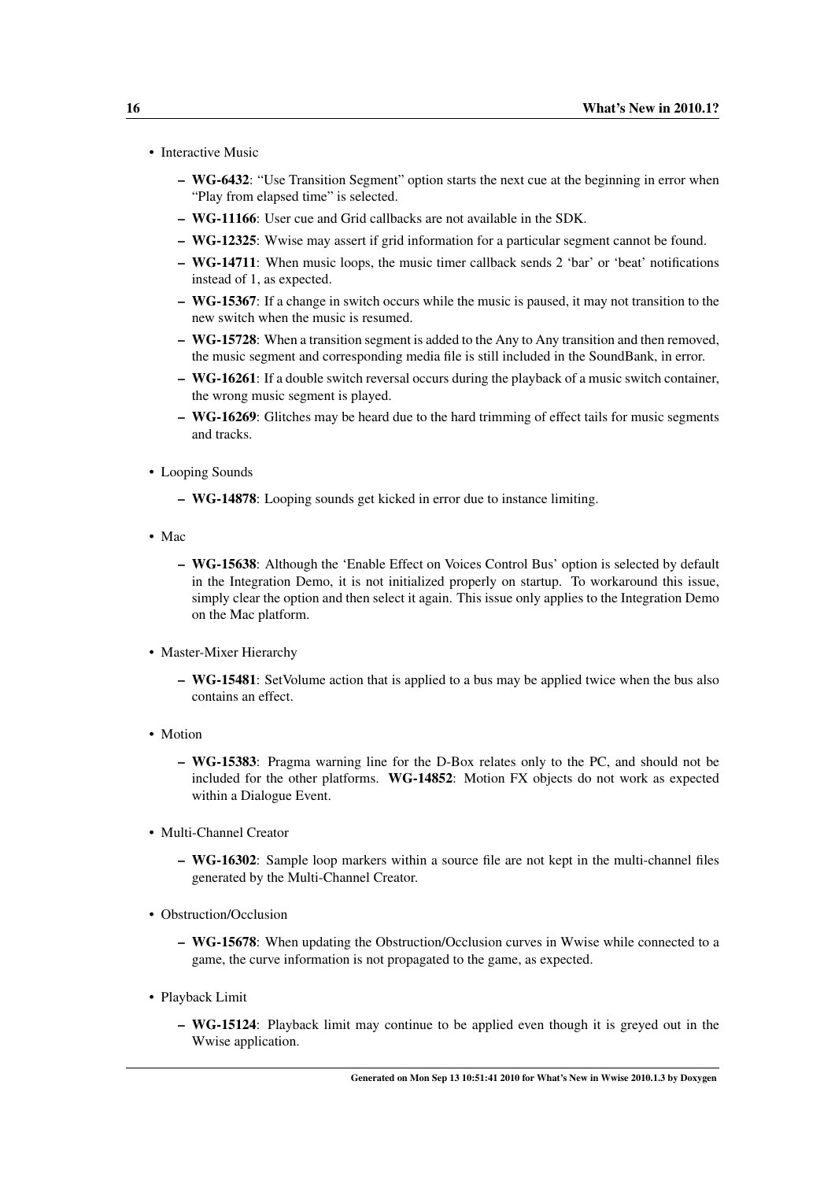- Interactive Music
  - **WG-6432**: "Use Transition Segment" option starts the next cue at the beginning in error when "Play from elapsed time" is selected.
  - **WG-11166**: User cue and Grid callbacks are not available in the SDK.
  - **WG-12325**: Wwise may assert if grid information for a particular segment cannot be found.
  - **WG-14711**: When music loops, the music timer callback sends 2 'bar' or 'beat' notifications instead of 1, as expected.
  - **WG-15367**: If a change in switch occurs while the music is paused, it may not transition to the new switch when the music is resumed.
  - **WG-15728**: When a transition segment is added to the Any to Any transition and then removed, the music segment and corresponding media file is still included in the SoundBank, in error.
  - **WG-16261**: If a double switch reversal occurs during the playback of a music switch container, the wrong music segment is played.
  - **WG-16269**: Glitches may be heard due to the hard trimming of effect tails for music segments and tracks.
- Looping Sounds
  - **WG-14878**: Looping sounds get kicked in error due to instance limiting.
- Mac
  - **WG-15638**: Although the 'Enable Effect on Voices Control Bus' option is selected by default in the Integration Demo, it is not initialized properly on startup. To workaround this issue, simply clear the option and then select it again. This issue only applies to the Integration Demo on the Mac platform.
- Master-Mixer Hierarchy
  - **WG-15481**: SetVolume action that is applied to a bus may be applied twice when the bus also contains an effect.
- Motion
  - **WG-15383**: Pragma warning line for the D-Box relates only to the PC, and should not be included for the other platforms. **WG-14852**: Motion FX objects do not work as expected within a Dialogue Event.
- Multi-Channel Creator
  - **WG-16302**: Sample loop markers within a source file are not kept in the multi-channel files generated by the Multi-Channel Creator.
- Obstruction/Occlusion
  - **WG-15678**: When updating the Obstruction/Occlusion curves in Wwise while connected to a game, the curve information is not propagated to the game, as expected.
- Playback Limit
  - **WG-15124**: Playback limit may continue to be applied even though it is greyed out in the Wwise application.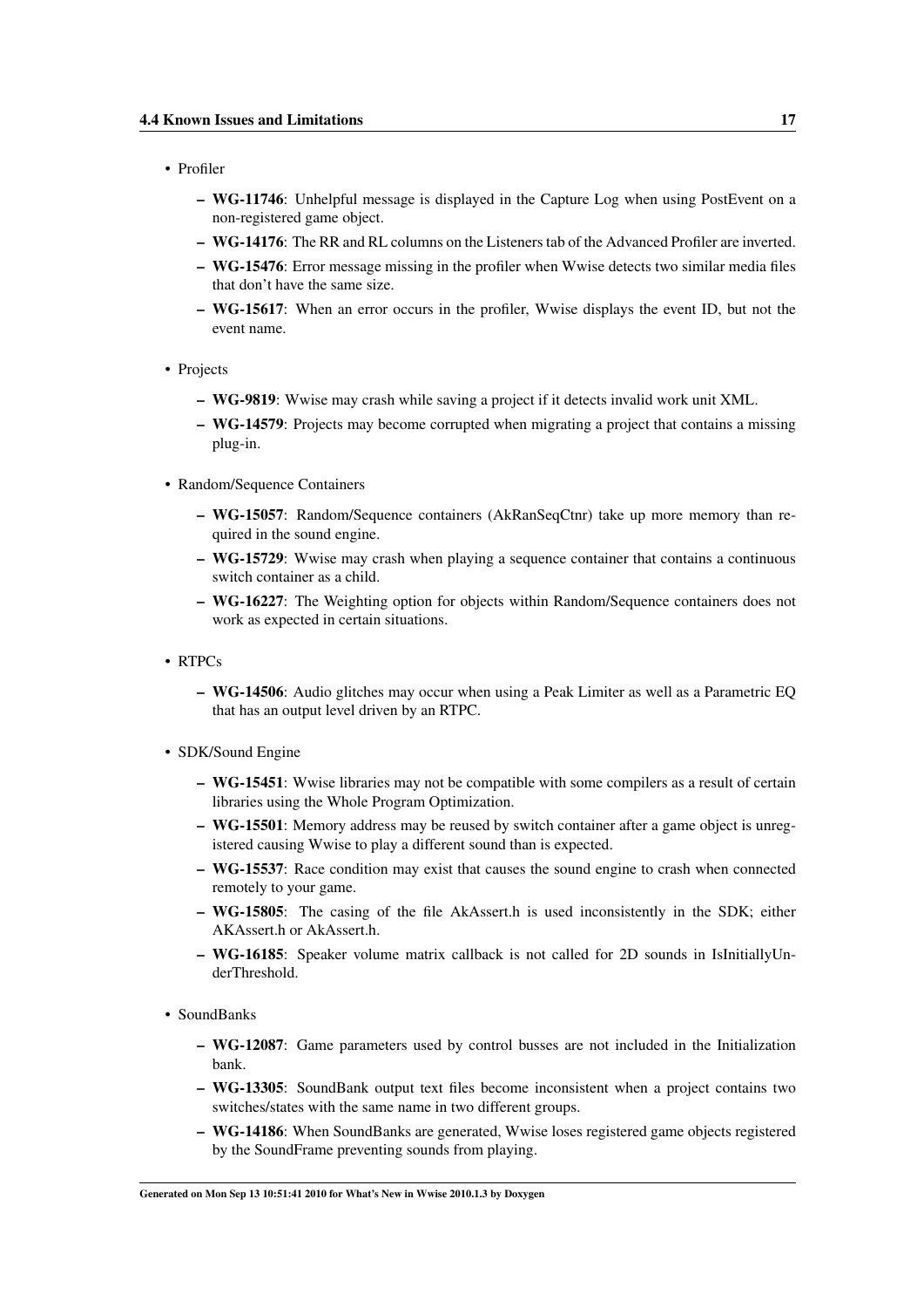- Profiler
  - **WG-11746**: Unhelpful message is displayed in the Capture Log when using PostEvent on a non-registered game object.
  - **WG-14176**: The RR and RL columns on the Listeners tab of the Advanced Profiler are inverted.
  - **WG-15476**: Error message missing in the profiler when Wwise detects two similar media files that don't have the same size.
  - **WG-15617**: When an error occurs in the profiler, Wwise displays the event ID, but not the event name.
- Projects
  - **WG-9819**: Wwise may crash while saving a project if it detects invalid work unit XML.
  - **WG-14579**: Projects may become corrupted when migrating a project that contains a missing plug-in.
- Random/Sequence Containers
  - **WG-15057**: Random/Sequence containers (AkRanSeqCtnr) take up more memory than required in the sound engine.
  - **WG-15729**: Wwise may crash when playing a sequence container that contains a continuous switch container as a child.
  - **WG-16227**: The Weighting option for objects within Random/Sequence containers does not work as expected in certain situations.
- RTPCs
  - **WG-14506**: Audio glitches may occur when using a Peak Limiter as well as a Parametric EQ that has an output level driven by an RTPC.
- SDK/Sound Engine
  - **WG-15451**: Wwise libraries may not be compatible with some compilers as a result of certain libraries using the Whole Program Optimization.
  - **WG-15501**: Memory address may be reused by switch container after a game object is unregistered causing Wwise to play a different sound than is expected.
  - **WG-15537**: Race condition may exist that causes the sound engine to crash when connected remotely to your game.
  - **WG-15805**: The casing of the file AkAssert.h is used inconsistently in the SDK; either AKAssert.h or AkAssert.h.
  - **WG-16185**: Speaker volume matrix callback is not called for 2D sounds in IsInitiallyUnderThreshold.
- SoundBanks
  - **WG-12087**: Game parameters used by control busses are not included in the Initialization bank.
  - **WG-13305**: SoundBank output text files become inconsistent when a project contains two switches/states with the same name in two different groups.
  - **WG-14186**: When SoundBanks are generated, Wwise loses registered game objects registered by the SoundFrame preventing sounds from playing.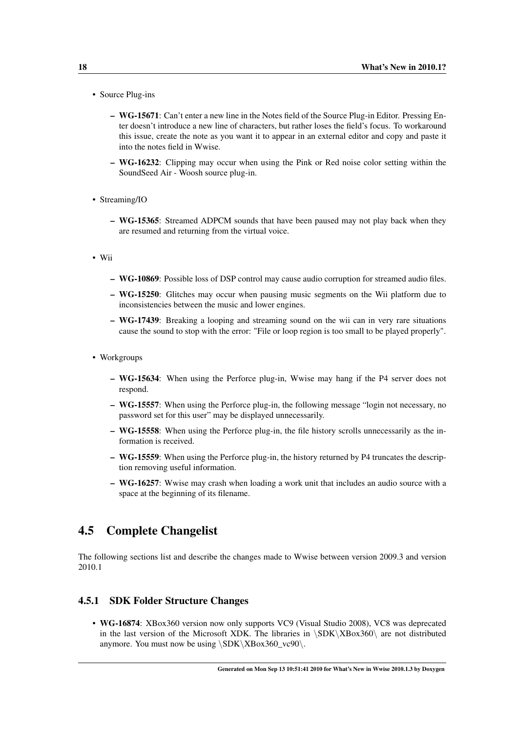- Source Plug-ins
  - **WG-15671**: Can't enter a new line in the Notes field of the Source Plug-in Editor. Pressing Enter doesn't introduce a new line of characters, but rather loses the field's focus. To workaround this issue, create the note as you want it to appear in an external editor and copy and paste it into the notes field in Wwise.
  - **WG-16232**: Clipping may occur when using the Pink or Red noise color setting within the SoundSeed Air - Woosh source plug-in.
- Streaming/IO
  - **WG-15365**: Streamed ADPCM sounds that have been paused may not play back when they are resumed and returning from the virtual voice.
- Wii
  - **WG-10869**: Possible loss of DSP control may cause audio corruption for streamed audio files.
  - **WG-15250**: Glitches may occur when pausing music segments on the Wii platform due to inconsistencies between the music and lower engines.
  - **WG-17439**: Breaking a looping and streaming sound on the wii can in very rare situations cause the sound to stop with the error: "File or loop region is too small to be played properly".
- Workgroups
  - **WG-15634**: When using the Perforce plug-in, Wwise may hang if the P4 server does not respond.
  - **WG-15557**: When using the Perforce plug-in, the following message "login not necessary, no password set for this user" may be displayed unnecessarily.
  - **WG-15558**: When using the Perforce plug-in, the file history scrolls unnecessarily as the information is received.
  - **WG-15559**: When using the Perforce plug-in, the history returned by P4 truncates the description removing useful information.
  - **WG-16257**: Wwise may crash when loading a work unit that includes an audio source with a space at the beginning of its filename.

## 4.5 Complete Changelist

The following sections list and describe the changes made to Wwise between version 2009.3 and version 2010.1

### 4.5.1 SDK Folder Structure Changes

- **WG-16874**: XBox360 version now only supports VC9 (Visual Studio 2008), VC8 was deprecated in the last version of the Microsoft XDK. The libraries in \SDK\XBox360\ are not distributed anymore. You must now be using \SDK\XBox360_vc90\.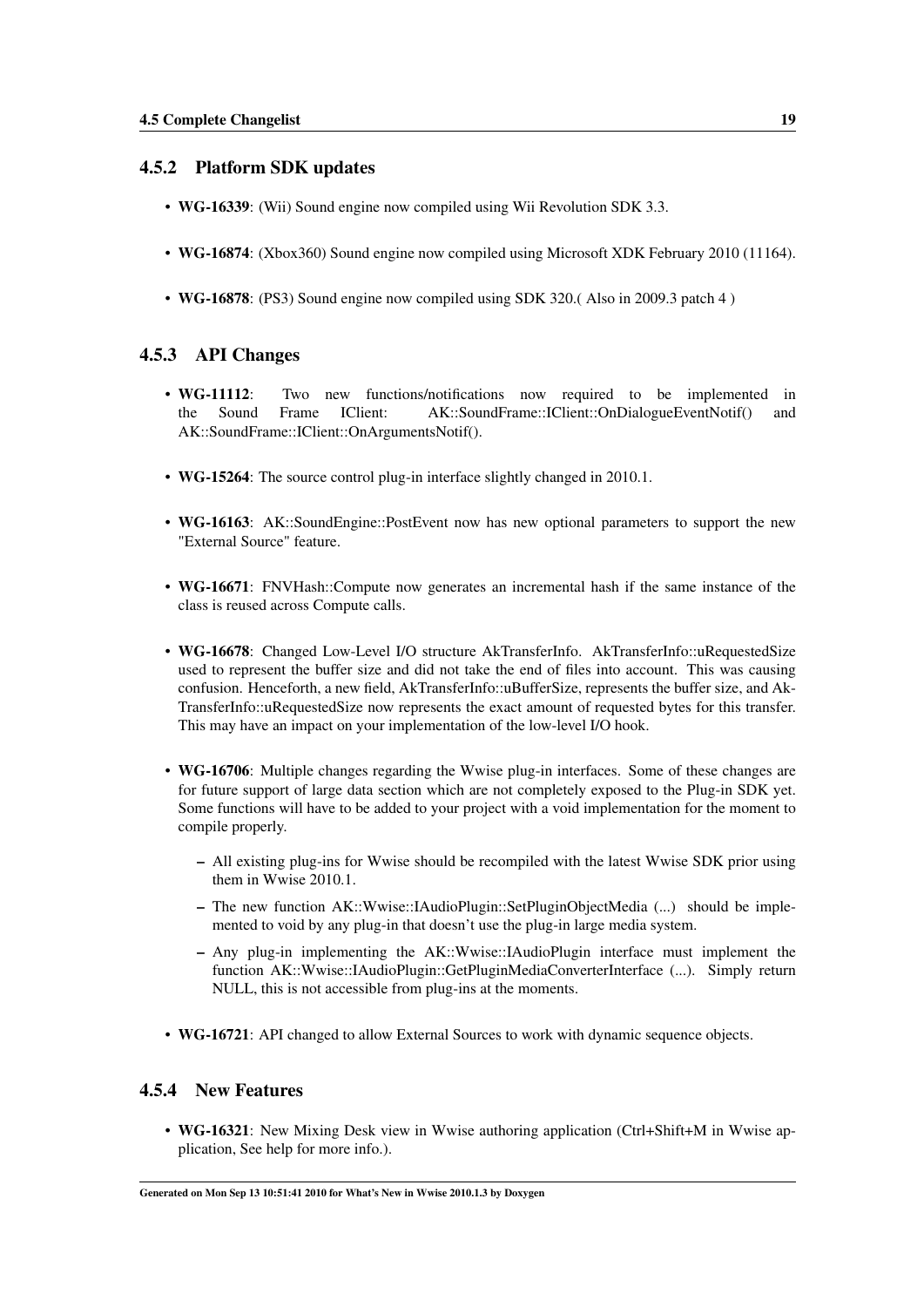### 4.5.2 Platform SDK updates

- **WG-16339**: (Wii) Sound engine now compiled using Wii Revolution SDK 3.3.
- **WG-16874**: (Xbox360) Sound engine now compiled using Microsoft XDK February 2010 (11164).
- **WG-16878**: (PS3) Sound engine now compiled using SDK 320.( Also in 2009.3 patch 4 )

### 4.5.3 API Changes

- **WG-11112**: Two new functions/notifications now required to be implemented in the Sound Frame IClient: AK::SoundFrame::IClient::OnDialogueEventNotif() and AK::SoundFrame::IClient::OnArgumentsNotif().
- **WG-15264**: The source control plug-in interface slightly changed in 2010.1.
- **WG-16163**: AK::SoundEngine::PostEvent now has new optional parameters to support the new "External Source" feature.
- **WG-16671**: FNVHash::Compute now generates an incremental hash if the same instance of the class is reused across Compute calls.
- **WG-16678**: Changed Low-Level I/O structure AkTransferInfo. AkTransferInfo::uRequestedSize used to represent the buffer size and did not take the end of files into account. This was causing confusion. Henceforth, a new field, AkTransferInfo::uBufferSize, represents the buffer size, and AkTransferInfo::uRequestedSize now represents the exact amount of requested bytes for this transfer. This may have an impact on your implementation of the low-level I/O hook.
- **WG-16706**: Multiple changes regarding the Wwise plug-in interfaces. Some of these changes are for future support of large data section which are not completely exposed to the Plug-in SDK yet. Some functions will have to be added to your project with a void implementation for the moment to compile properly.
  - All existing plug-ins for Wwise should be recompiled with the latest Wwise SDK prior using them in Wwise 2010.1.
  - The new function AK::Wwise::IAudioPlugin::SetPluginObjectMedia (...) should be implemented to void by any plug-in that doesn't use the plug-in large media system.
  - Any plug-in implementing the AK::Wwise::IAudioPlugin interface must implement the function AK::Wwise::IAudioPlugin::GetPluginMediaConverterInterface (...). Simply return NULL, this is not accessible from plug-ins at the moments.
- **WG-16721**: API changed to allow External Sources to work with dynamic sequence objects.

### 4.5.4 New Features

- **WG-16321**: New Mixing Desk view in Wwise authoring application (Ctrl+Shift+M in Wwise application, See help for more info.).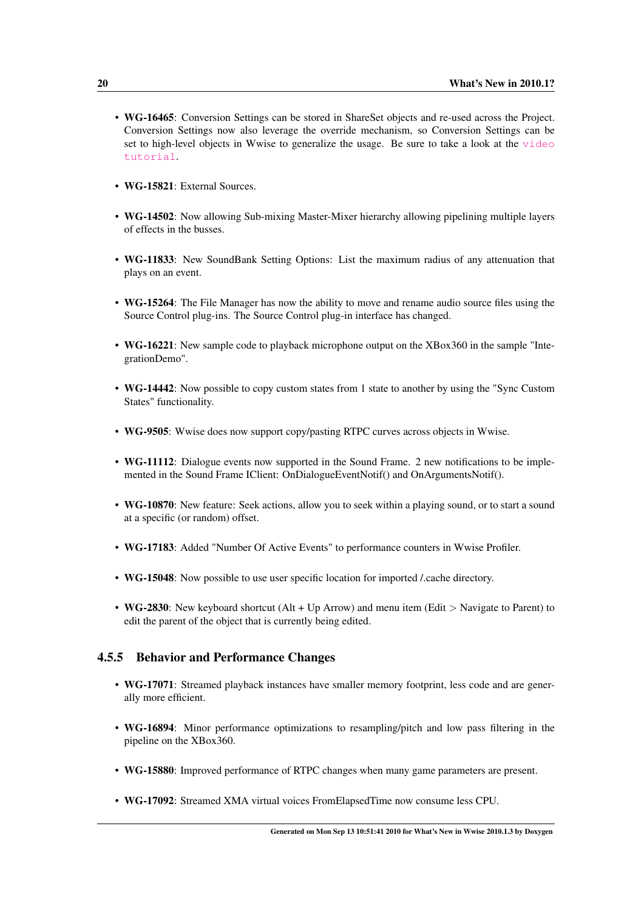- **WG-16465**: Conversion Settings can be stored in ShareSet objects and re-used across the Project. Conversion Settings now also leverage the override mechanism, so Conversion Settings can be set to high-level objects in Wwise to generalize the usage. Be sure to take a look at the video tutorial.

- **WG-15821**: External Sources.

- **WG-14502**: Now allowing Sub-mixing Master-Mixer hierarchy allowing pipelining multiple layers of effects in the busses.

- **WG-11833**: New SoundBank Setting Options: List the maximum radius of any attenuation that plays on an event.

- **WG-15264**: The File Manager has now the ability to move and rename audio source files using the Source Control plug-ins. The Source Control plug-in interface has changed.

- **WG-16221**: New sample code to playback microphone output on the XBox360 in the sample "IntegrationDemo".

- **WG-14442**: Now possible to copy custom states from 1 state to another by using the "Sync Custom States" functionality.

- **WG-9505**: Wwise does now support copy/pasting RTPC curves across objects in Wwise.

- **WG-11112**: Dialogue events now supported in the Sound Frame. 2 new notifications to be implemented in the Sound Frame IClient: OnDialogueEventNotif() and OnArgumentsNotif().

- **WG-10870**: New feature: Seek actions, allow you to seek within a playing sound, or to start a sound at a specific (or random) offset.

- **WG-17183**: Added "Number Of Active Events" to performance counters in Wwise Profiler.

- **WG-15048**: Now possible to use user specific location for imported /.cache directory.

- **WG-2830**: New keyboard shortcut (Alt + Up Arrow) and menu item (Edit > Navigate to Parent) to edit the parent of the object that is currently being edited.

### 4.5.5 Behavior and Performance Changes

- **WG-17071**: Streamed playback instances have smaller memory footprint, less code and are generally more efficient.

- **WG-16894**: Minor performance optimizations to resampling/pitch and low pass filtering in the pipeline on the XBox360.

- **WG-15880**: Improved performance of RTPC changes when many game parameters are present.

- **WG-17092**: Streamed XMA virtual voices FromElapsedTime now consume less CPU.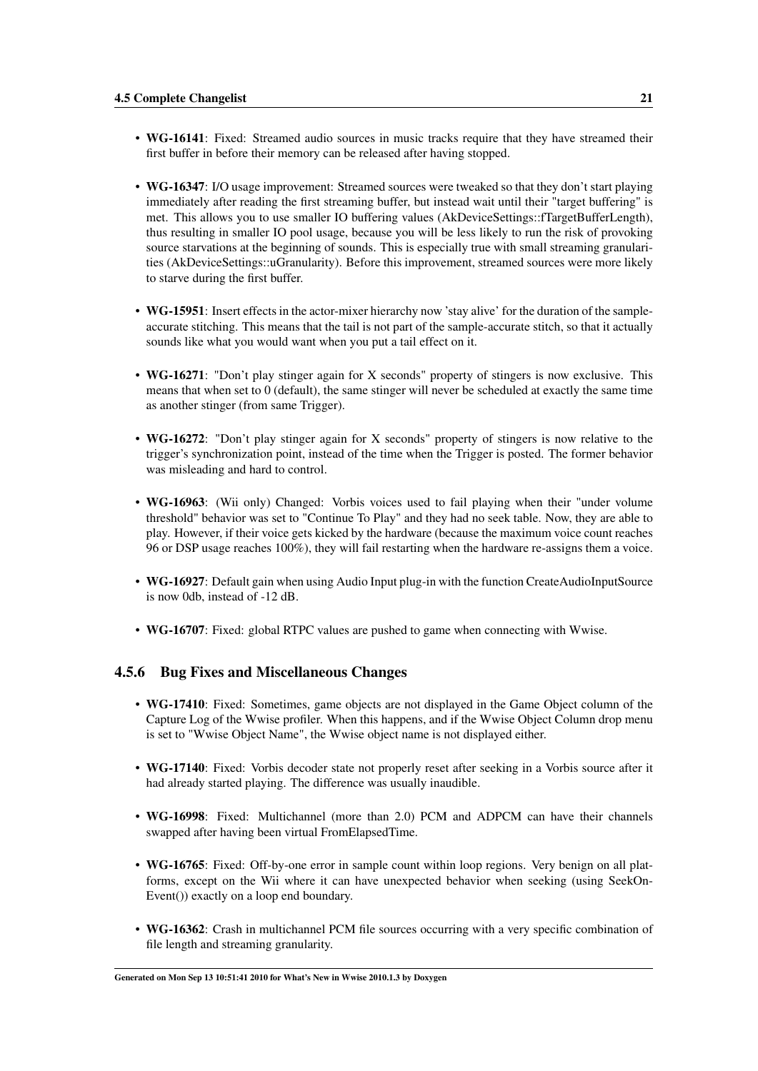- **WG-16141**: Fixed: Streamed audio sources in music tracks require that they have streamed their first buffer in before their memory can be released after having stopped.

- **WG-16347**: I/O usage improvement: Streamed sources were tweaked so that they don't start playing immediately after reading the first streaming buffer, but instead wait until their "target buffering" is met. This allows you to use smaller IO buffering values (AkDeviceSettings::fTargetBufferLength), thus resulting in smaller IO pool usage, because you will be less likely to run the risk of provoking source starvations at the beginning of sounds. This is especially true with small streaming granularities (AkDeviceSettings::uGranularity). Before this improvement, streamed sources were more likely to starve during the first buffer.

- **WG-15951**: Insert effects in the actor-mixer hierarchy now 'stay alive' for the duration of the sample-accurate stitching. This means that the tail is not part of the sample-accurate stitch, so that it actually sounds like what you would want when you put a tail effect on it.

- **WG-16271**: "Don't play stinger again for X seconds" property of stingers is now exclusive. This means that when set to 0 (default), the same stinger will never be scheduled at exactly the same time as another stinger (from same Trigger).

- **WG-16272**: "Don't play stinger again for X seconds" property of stingers is now relative to the trigger's synchronization point, instead of the time when the Trigger is posted. The former behavior was misleading and hard to control.

- **WG-16963**: (Wii only) Changed: Vorbis voices used to fail playing when their "under volume threshold" behavior was set to "Continue To Play" and they had no seek table. Now, they are able to play. However, if their voice gets kicked by the hardware (because the maximum voice count reaches 96 or DSP usage reaches 100%), they will fail restarting when the hardware re-assigns them a voice.

- **WG-16927**: Default gain when using Audio Input plug-in with the function CreateAudioInputSource is now 0db, instead of -12 dB.

- **WG-16707**: Fixed: global RTPC values are pushed to game when connecting with Wwise.

### 4.5.6 Bug Fixes and Miscellaneous Changes

- **WG-17410**: Fixed: Sometimes, game objects are not displayed in the Game Object column of the Capture Log of the Wwise profiler. When this happens, and if the Wwise Object Column drop menu is set to "Wwise Object Name", the Wwise object name is not displayed either.

- **WG-17140**: Fixed: Vorbis decoder state not properly reset after seeking in a Vorbis source after it had already started playing. The difference was usually inaudible.

- **WG-16998**: Fixed: Multichannel (more than 2.0) PCM and ADPCM can have their channels swapped after having been virtual FromElapsedTime.

- **WG-16765**: Fixed: Off-by-one error in sample count within loop regions. Very benign on all platforms, except on the Wii where it can have unexpected behavior when seeking (using SeekOnEvent()) exactly on a loop end boundary.

- **WG-16362**: Crash in multichannel PCM file sources occurring with a very specific combination of file length and streaming granularity.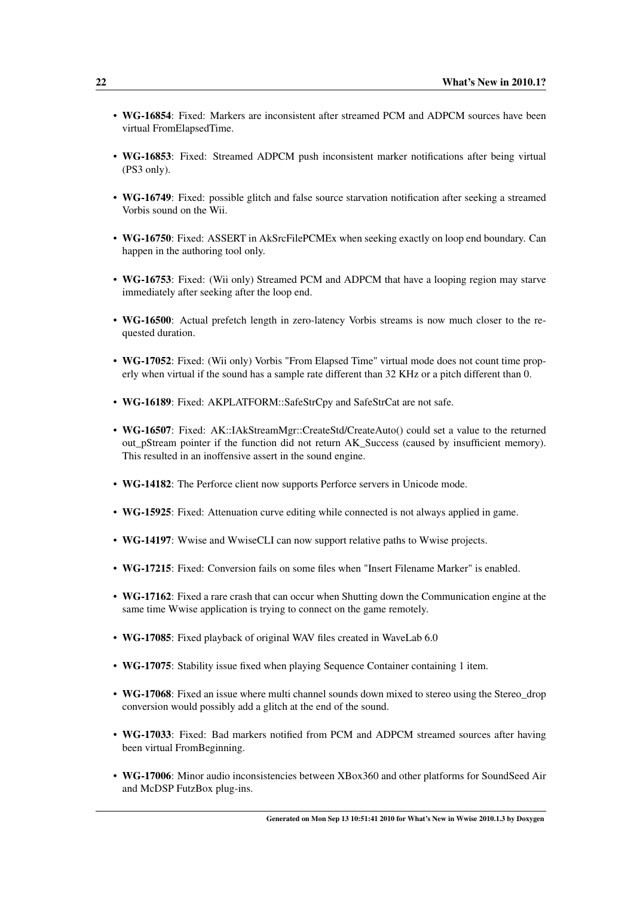- **WG-16854**: Fixed: Markers are inconsistent after streamed PCM and ADPCM sources have been virtual FromElapsedTime.

- **WG-16853**: Fixed: Streamed ADPCM push inconsistent marker notifications after being virtual (PS3 only).

- **WG-16749**: Fixed: possible glitch and false source starvation notification after seeking a streamed Vorbis sound on the Wii.

- **WG-16750**: Fixed: ASSERT in AkSrcFilePCMEx when seeking exactly on loop end boundary. Can happen in the authoring tool only.

- **WG-16753**: Fixed: (Wii only) Streamed PCM and ADPCM that have a looping region may starve immediately after seeking after the loop end.

- **WG-16500**: Actual prefetch length in zero-latency Vorbis streams is now much closer to the requested duration.

- **WG-17052**: Fixed: (Wii only) Vorbis "From Elapsed Time" virtual mode does not count time properly when virtual if the sound has a sample rate different than 32 KHz or a pitch different than 0.

- **WG-16189**: Fixed: AKPLATFORM::SafeStrCpy and SafeStrCat are not safe.

- **WG-16507**: Fixed: AK::IAkStreamMgr::CreateStd/CreateAuto() could set a value to the returned out_pStream pointer if the function did not return AK_Success (caused by insufficient memory). This resulted in an inoffensive assert in the sound engine.

- **WG-14182**: The Perforce client now supports Perforce servers in Unicode mode.

- **WG-15925**: Fixed: Attenuation curve editing while connected is not always applied in game.

- **WG-14197**: Wwise and WwiseCLI can now support relative paths to Wwise projects.

- **WG-17215**: Fixed: Conversion fails on some files when "Insert Filename Marker" is enabled.

- **WG-17162**: Fixed a rare crash that can occur when Shutting down the Communication engine at the same time Wwise application is trying to connect on the game remotely.

- **WG-17085**: Fixed playback of original WAV files created in WaveLab 6.0

- **WG-17075**: Stability issue fixed when playing Sequence Container containing 1 item.

- **WG-17068**: Fixed an issue where multi channel sounds down mixed to stereo using the Stereo_drop conversion would possibly add a glitch at the end of the sound.

- **WG-17033**: Fixed: Bad markers notified from PCM and ADPCM streamed sources after having been virtual FromBeginning.

- **WG-17006**: Minor audio inconsistencies between XBox360 and other platforms for SoundSeed Air and McDSP FutzBox plug-ins.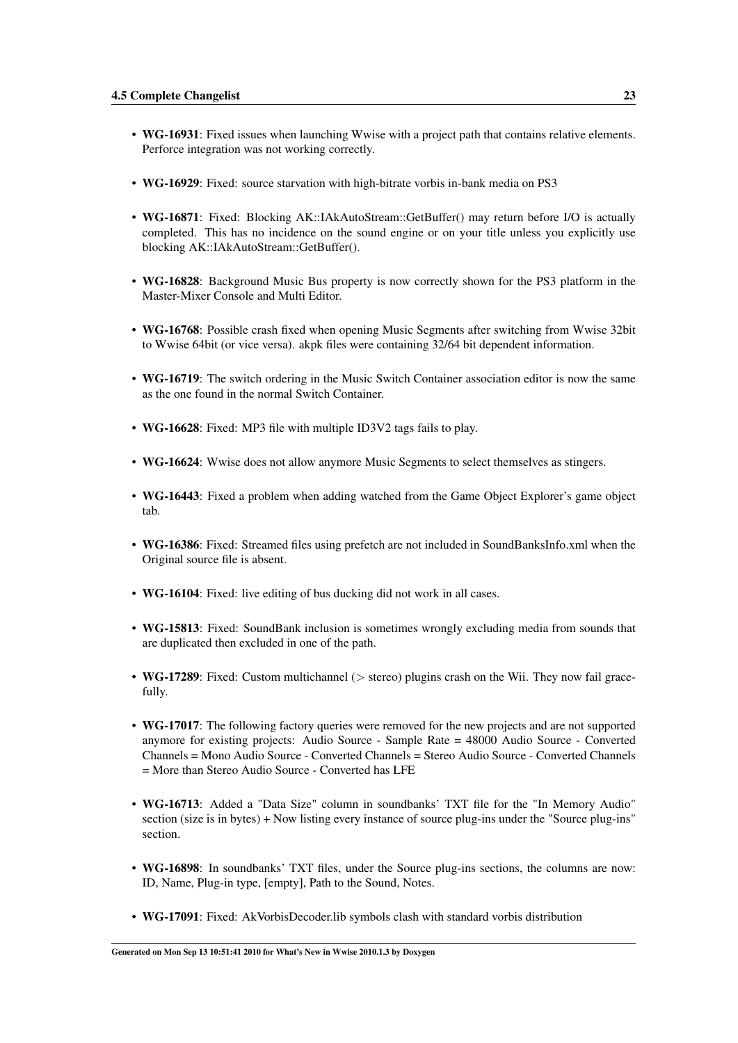- **WG-16931**: Fixed issues when launching Wwise with a project path that contains relative elements. Perforce integration was not working correctly.
- **WG-16929**: Fixed: source starvation with high-bitrate vorbis in-bank media on PS3
- **WG-16871**: Fixed: Blocking AK::IAkAutoStream::GetBuffer() may return before I/O is actually completed. This has no incidence on the sound engine or on your title unless you explicitly use blocking AK::IAkAutoStream::GetBuffer().
- **WG-16828**: Background Music Bus property is now correctly shown for the PS3 platform in the Master-Mixer Console and Multi Editor.
- **WG-16768**: Possible crash fixed when opening Music Segments after switching from Wwise 32bit to Wwise 64bit (or vice versa). akpk files were containing 32/64 bit dependent information.
- **WG-16719**: The switch ordering in the Music Switch Container association editor is now the same as the one found in the normal Switch Container.
- **WG-16628**: Fixed: MP3 file with multiple ID3V2 tags fails to play.
- **WG-16624**: Wwise does not allow anymore Music Segments to select themselves as stingers.
- **WG-16443**: Fixed a problem when adding watched from the Game Object Explorer's game object tab.
- **WG-16386**: Fixed: Streamed files using prefetch are not included in SoundBanksInfo.xml when the Original source file is absent.
- **WG-16104**: Fixed: live editing of bus ducking did not work in all cases.
- **WG-15813**: Fixed: SoundBank inclusion is sometimes wrongly excluding media from sounds that are duplicated then excluded in one of the path.
- **WG-17289**: Fixed: Custom multichannel (> stereo) plugins crash on the Wii. They now fail gracefully.
- **WG-17017**: The following factory queries were removed for the new projects and are not supported anymore for existing projects: Audio Source - Sample Rate = 48000 Audio Source - Converted Channels = Mono Audio Source - Converted Channels = Stereo Audio Source - Converted Channels = More than Stereo Audio Source - Converted has LFE
- **WG-16713**: Added a "Data Size" column in soundbanks' TXT file for the "In Memory Audio" section (size is in bytes) + Now listing every instance of source plug-ins under the "Source plug-ins" section.
- **WG-16898**: In soundbanks' TXT files, under the Source plug-ins sections, the columns are now: ID, Name, Plug-in type, [empty], Path to the Sound, Notes.
- **WG-17091**: Fixed: AkVorbisDecoder.lib symbols clash with standard vorbis distribution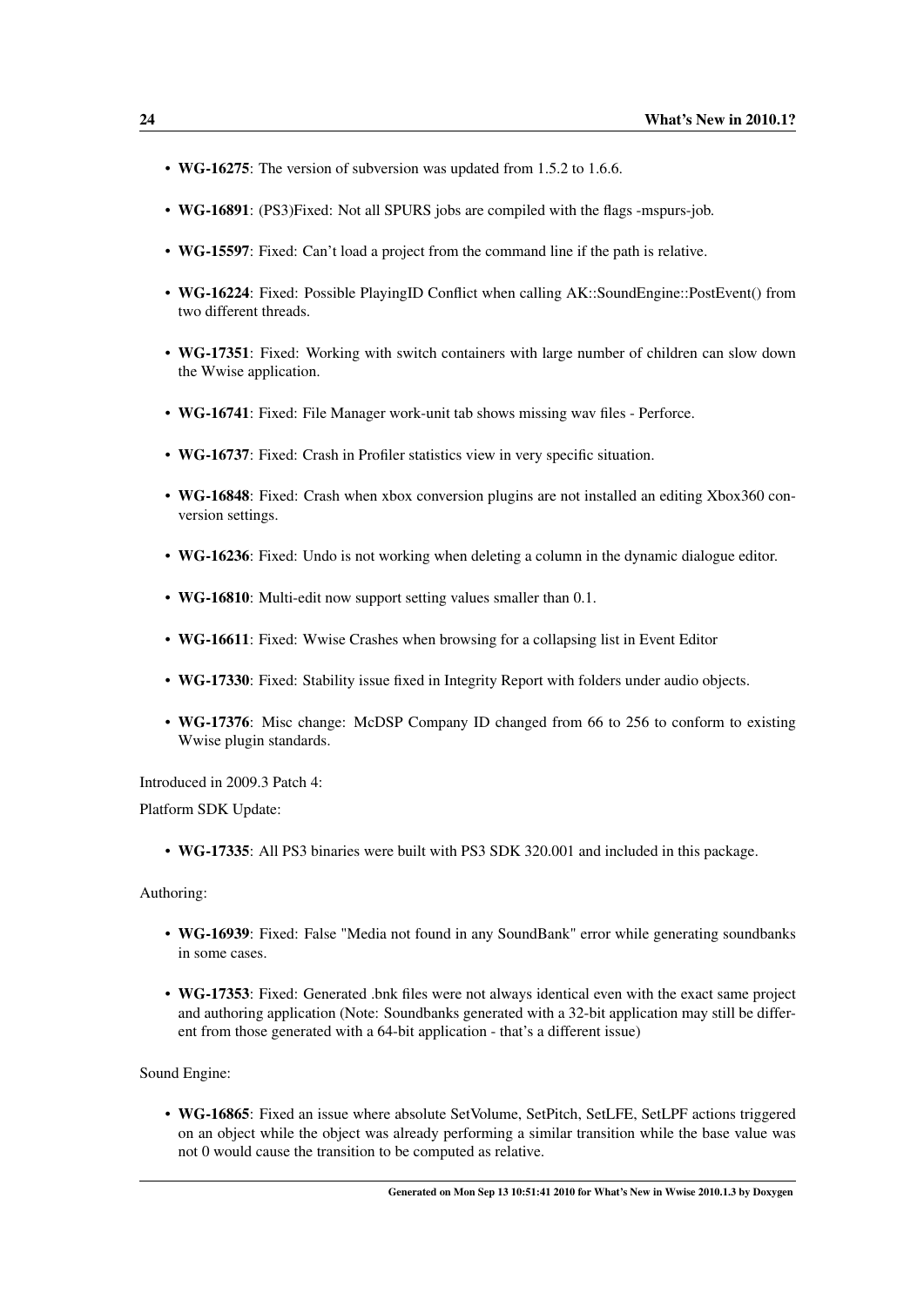- **WG-16275**: The version of subversion was updated from 1.5.2 to 1.6.6.
- **WG-16891**: (PS3)Fixed: Not all SPURS jobs are compiled with the flags -mspurs-job.
- **WG-15597**: Fixed: Can't load a project from the command line if the path is relative.
- **WG-16224**: Fixed: Possible PlayingID Conflict when calling AK::SoundEngine::PostEvent() from two different threads.
- **WG-17351**: Fixed: Working with switch containers with large number of children can slow down the Wwise application.
- **WG-16741**: Fixed: File Manager work-unit tab shows missing wav files - Perforce.
- **WG-16737**: Fixed: Crash in Profiler statistics view in very specific situation.
- **WG-16848**: Fixed: Crash when xbox conversion plugins are not installed an editing Xbox360 conversion settings.
- **WG-16236**: Fixed: Undo is not working when deleting a column in the dynamic dialogue editor.
- **WG-16810**: Multi-edit now support setting values smaller than 0.1.
- **WG-16611**: Fixed: Wwise Crashes when browsing for a collapsing list in Event Editor
- **WG-17330**: Fixed: Stability issue fixed in Integrity Report with folders under audio objects.
- **WG-17376**: Misc change: McDSP Company ID changed from 66 to 256 to conform to existing Wwise plugin standards.

Introduced in 2009.3 Patch 4:

Platform SDK Update:

- **WG-17335**: All PS3 binaries were built with PS3 SDK 320.001 and included in this package.

Authoring:

- **WG-16939**: Fixed: False "Media not found in any SoundBank" error while generating soundbanks in some cases.
- **WG-17353**: Fixed: Generated .bnk files were not always identical even with the exact same project and authoring application (Note: Soundbanks generated with a 32-bit application may still be different from those generated with a 64-bit application - that's a different issue)

Sound Engine:

- **WG-16865**: Fixed an issue where absolute SetVolume, SetPitch, SetLFE, SetLPF actions triggered on an object while the object was already performing a similar transition while the base value was not 0 would cause the transition to be computed as relative.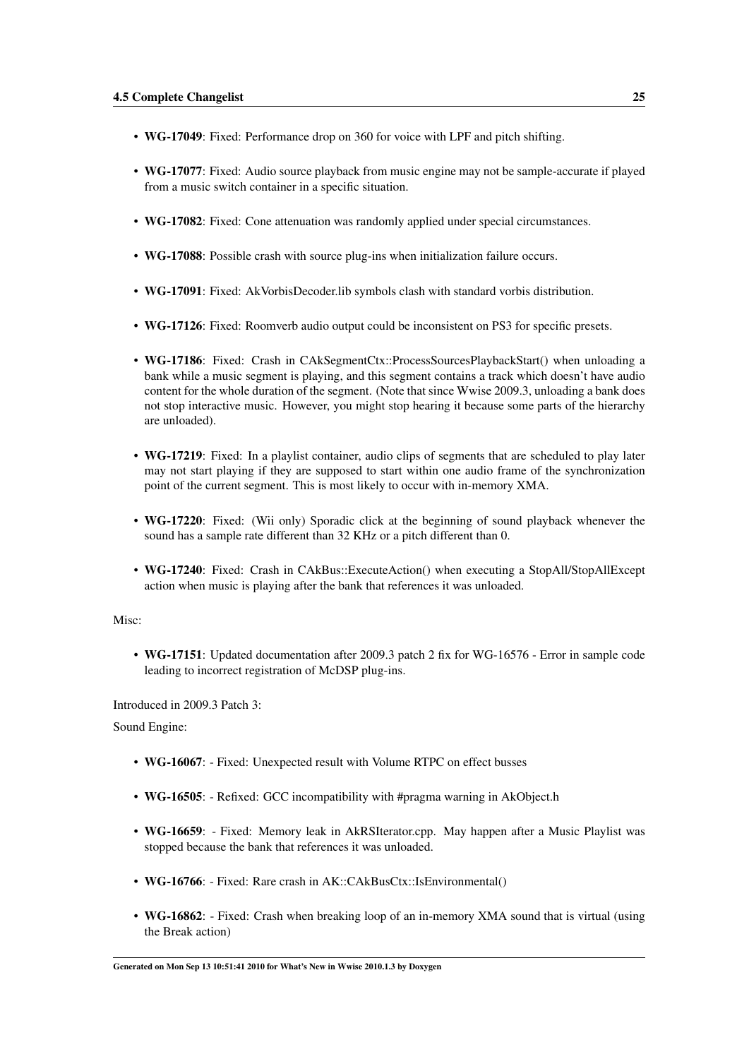- **WG-17049**: Fixed: Performance drop on 360 for voice with LPF and pitch shifting.
- **WG-17077**: Fixed: Audio source playback from music engine may not be sample-accurate if played from a music switch container in a specific situation.
- **WG-17082**: Fixed: Cone attenuation was randomly applied under special circumstances.
- **WG-17088**: Possible crash with source plug-ins when initialization failure occurs.
- **WG-17091**: Fixed: AkVorbisDecoder.lib symbols clash with standard vorbis distribution.
- **WG-17126**: Fixed: Roomverb audio output could be inconsistent on PS3 for specific presets.
- **WG-17186**: Fixed: Crash in CAkSegmentCtx::ProcessSourcesPlaybackStart() when unloading a bank while a music segment is playing, and this segment contains a track which doesn't have audio content for the whole duration of the segment. (Note that since Wwise 2009.3, unloading a bank does not stop interactive music. However, you might stop hearing it because some parts of the hierarchy are unloaded).
- **WG-17219**: Fixed: In a playlist container, audio clips of segments that are scheduled to play later may not start playing if they are supposed to start within one audio frame of the synchronization point of the current segment. This is most likely to occur with in-memory XMA.
- **WG-17220**: Fixed: (Wii only) Sporadic click at the beginning of sound playback whenever the sound has a sample rate different than 32 KHz or a pitch different than 0.
- **WG-17240**: Fixed: Crash in CAkBus::ExecuteAction() when executing a StopAll/StopAllExcept action when music is playing after the bank that references it was unloaded.

Misc:

- **WG-17151**: Updated documentation after 2009.3 patch 2 fix for WG-16576 - Error in sample code leading to incorrect registration of McDSP plug-ins.

Introduced in 2009.3 Patch 3:

Sound Engine:

- **WG-16067**: - Fixed: Unexpected result with Volume RTPC on effect busses
- **WG-16505**: - Refixed: GCC incompatibility with #pragma warning in AkObject.h
- **WG-16659**: - Fixed: Memory leak in AkRSIterator.cpp. May happen after a Music Playlist was stopped because the bank that references it was unloaded.
- **WG-16766**: - Fixed: Rare crash in AK::CAkBusCtx::IsEnvironmental()
- **WG-16862**: - Fixed: Crash when breaking loop of an in-memory XMA sound that is virtual (using the Break action)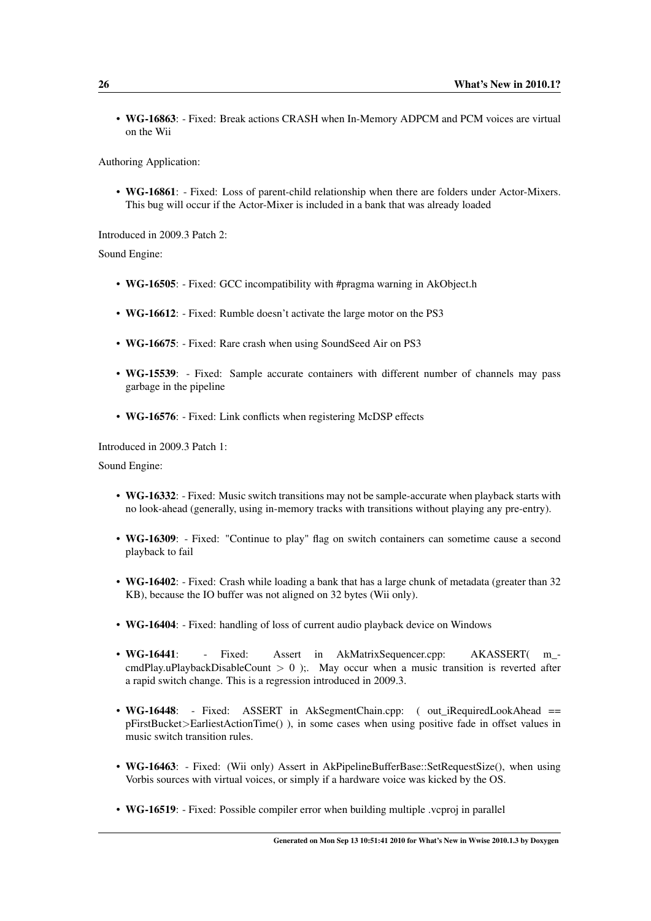- **WG-16863**: - Fixed: Break actions CRASH when In-Memory ADPCM and PCM voices are virtual on the Wii

Authoring Application:

- **WG-16861**: - Fixed: Loss of parent-child relationship when there are folders under Actor-Mixers. This bug will occur if the Actor-Mixer is included in a bank that was already loaded

Introduced in 2009.3 Patch 2:

Sound Engine:

- **WG-16505**: - Fixed: GCC incompatibility with #pragma warning in AkObject.h
- **WG-16612**: - Fixed: Rumble doesn't activate the large motor on the PS3
- **WG-16675**: - Fixed: Rare crash when using SoundSeed Air on PS3
- **WG-15539**: - Fixed: Sample accurate containers with different number of channels may pass garbage in the pipeline
- **WG-16576**: - Fixed: Link conflicts when registering McDSP effects

Introduced in 2009.3 Patch 1:

Sound Engine:

- **WG-16332**: - Fixed: Music switch transitions may not be sample-accurate when playback starts with no look-ahead (generally, using in-memory tracks with transitions without playing any pre-entry).
- **WG-16309**: - Fixed: "Continue to play" flag on switch containers can sometime cause a second playback to fail
- **WG-16402**: - Fixed: Crash while loading a bank that has a large chunk of metadata (greater than 32 KB), because the IO buffer was not aligned on 32 bytes (Wii only).
- **WG-16404**: - Fixed: handling of loss of current audio playback device on Windows
- **WG-16441**: - Fixed: Assert in AkMatrixSequencer.cpp: AKASSERT( m_cmdPlay.uPlaybackDisableCount > 0 );. May occur when a music transition is reverted after a rapid switch change. This is a regression introduced in 2009.3.
- **WG-16448**: - Fixed: ASSERT in AkSegmentChain.cpp: ( out_iRequiredLookAhead == pFirstBucket>EarliestActionTime() ), in some cases when using positive fade in offset values in music switch transition rules.
- **WG-16463**: - Fixed: (Wii only) Assert in AkPipelineBufferBase::SetRequestSize(), when using Vorbis sources with virtual voices, or simply if a hardware voice was kicked by the OS.
- **WG-16519**: - Fixed: Possible compiler error when building multiple .vcproj in parallel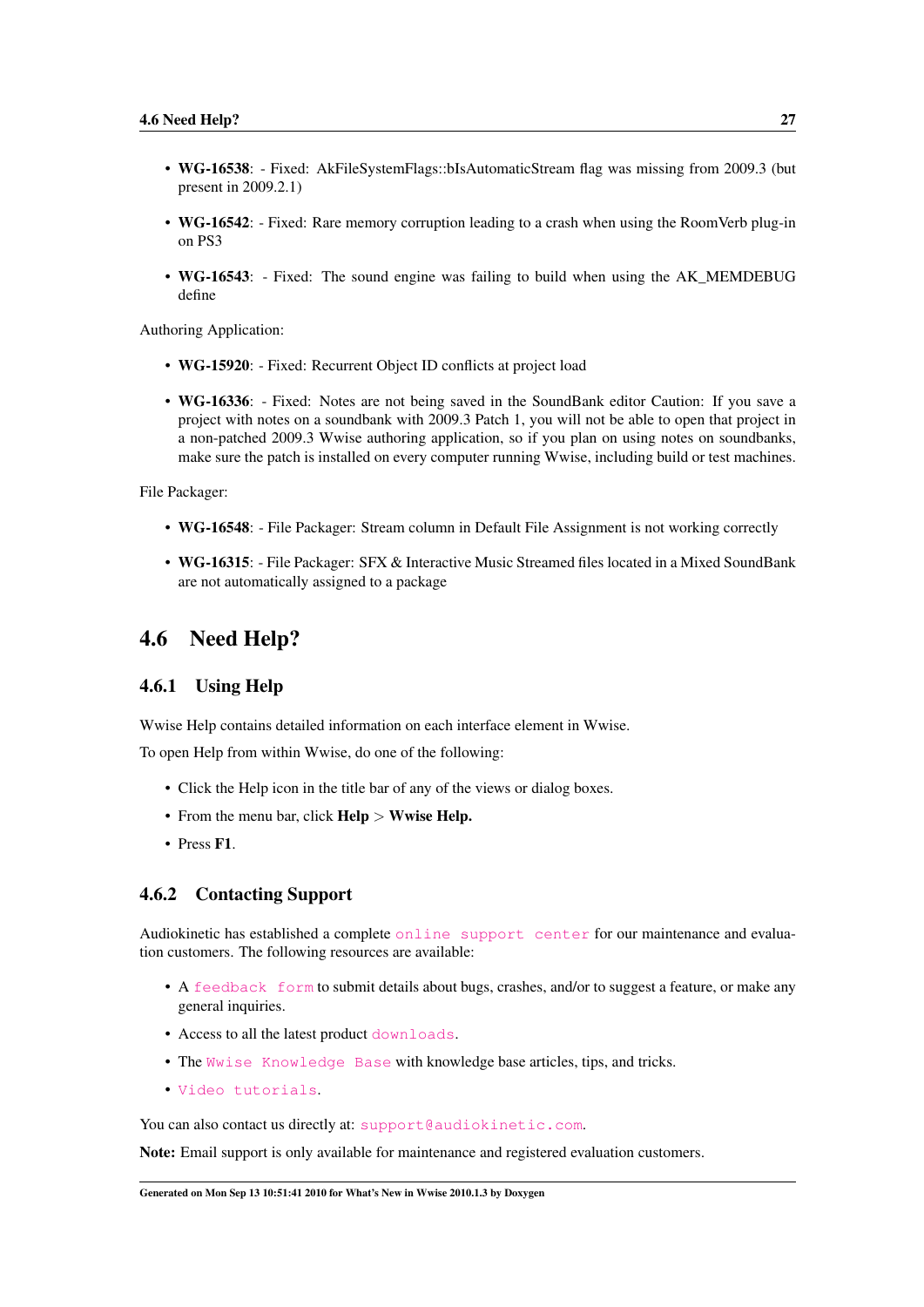- **WG-16538**: - Fixed: AkFileSystemFlags::bIsAutomaticStream flag was missing from 2009.3 (but present in 2009.2.1)
- **WG-16542**: - Fixed: Rare memory corruption leading to a crash when using the RoomVerb plug-in on PS3
- **WG-16543**: - Fixed: The sound engine was failing to build when using the AK_MEMDEBUG define

Authoring Application:

- **WG-15920**: - Fixed: Recurrent Object ID conflicts at project load
- **WG-16336**: - Fixed: Notes are not being saved in the SoundBank editor Caution: If you save a project with notes on a soundbank with 2009.3 Patch 1, you will not be able to open that project in a non-patched 2009.3 Wwise authoring application, so if you plan on using notes on soundbanks, make sure the patch is installed on every computer running Wwise, including build or test machines.

File Packager:

- **WG-16548**: - File Packager: Stream column in Default File Assignment is not working correctly
- **WG-16315**: - File Packager: SFX & Interactive Music Streamed files located in a Mixed SoundBank are not automatically assigned to a package

## 4.6 Need Help?

### 4.6.1 Using Help

Wwise Help contains detailed information on each interface element in Wwise.

To open Help from within Wwise, do one of the following:

- Click the Help icon in the title bar of any of the views or dialog boxes.
- From the menu bar, click **Help** > **Wwise Help.**
- Press **F1**.

### 4.6.2 Contacting Support

Audiokinetic has established a complete `online support center` for our maintenance and evaluation customers. The following resources are available:

- A `feedback form` to submit details about bugs, crashes, and/or to suggest a feature, or make any general inquiries.
- Access to all the latest product `downloads`.
- The `Wwise Knowledge Base` with knowledge base articles, tips, and tricks.
- `Video tutorials`.

You can also contact us directly at: `support@audiokinetic.com`.

**Note:** Email support is only available for maintenance and registered evaluation customers.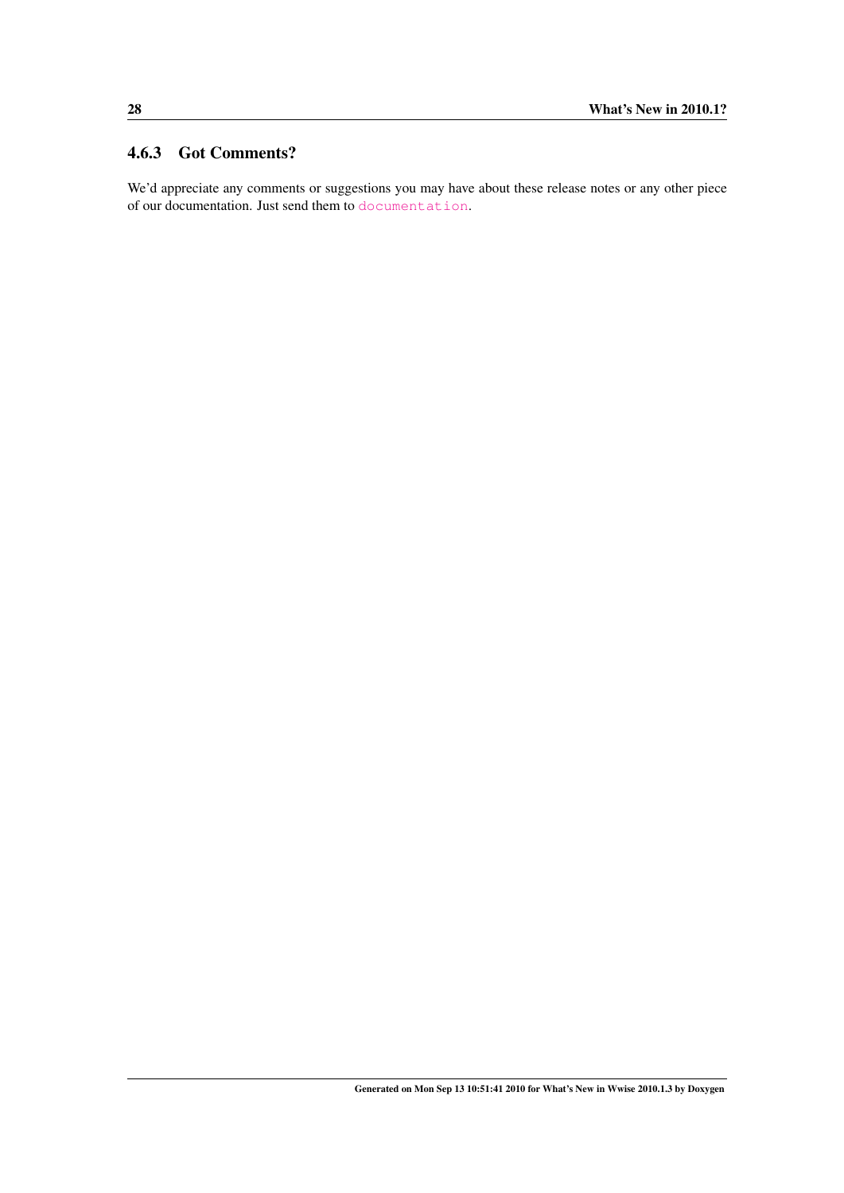### 4.6.3 Got Comments?

We'd appreciate any comments or suggestions you may have about these release notes or any other piece of our documentation. Just send them to `documentation`.